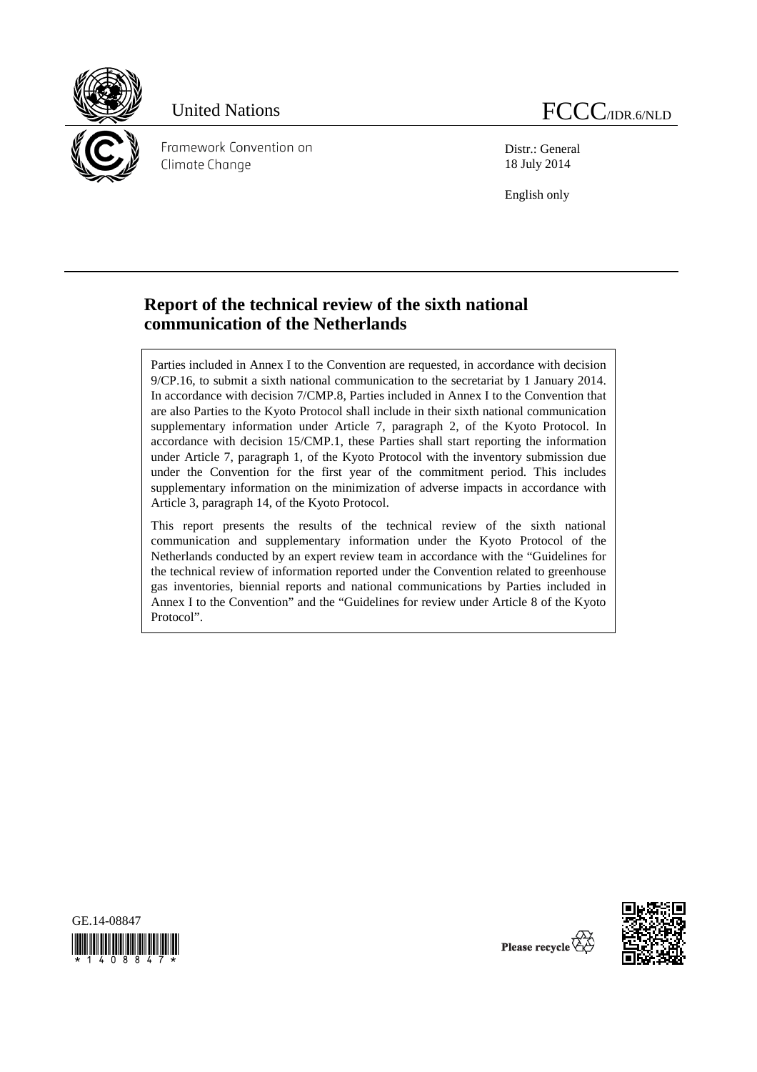United Nations

FCCC/IDR.6/NLD

Framework Convention on Climate Change

Distr.: General
18 July 2014

English only

# Report of the technical review of the sixth national communication of the Netherlands

Parties included in Annex I to the Convention are requested, in accordance with decision 9/CP.16, to submit a sixth national communication to the secretariat by 1 January 2014. In accordance with decision 7/CMP.8, Parties included in Annex I to the Convention that are also Parties to the Kyoto Protocol shall include in their sixth national communication supplementary information under Article 7, paragraph 2, of the Kyoto Protocol. In accordance with decision 15/CMP.1, these Parties shall start reporting the information under Article 7, paragraph 1, of the Kyoto Protocol with the inventory submission due under the Convention for the first year of the commitment period. This includes supplementary information on the minimization of adverse impacts in accordance with Article 3, paragraph 14, of the Kyoto Protocol.

This report presents the results of the technical review of the sixth national communication and supplementary information under the Kyoto Protocol of the Netherlands conducted by an expert review team in accordance with the "Guidelines for the technical review of information reported under the Convention related to greenhouse gas inventories, biennial reports and national communications by Parties included in Annex I to the Convention" and the "Guidelines for review under Article 8 of the Kyoto Protocol".

GE.14-08847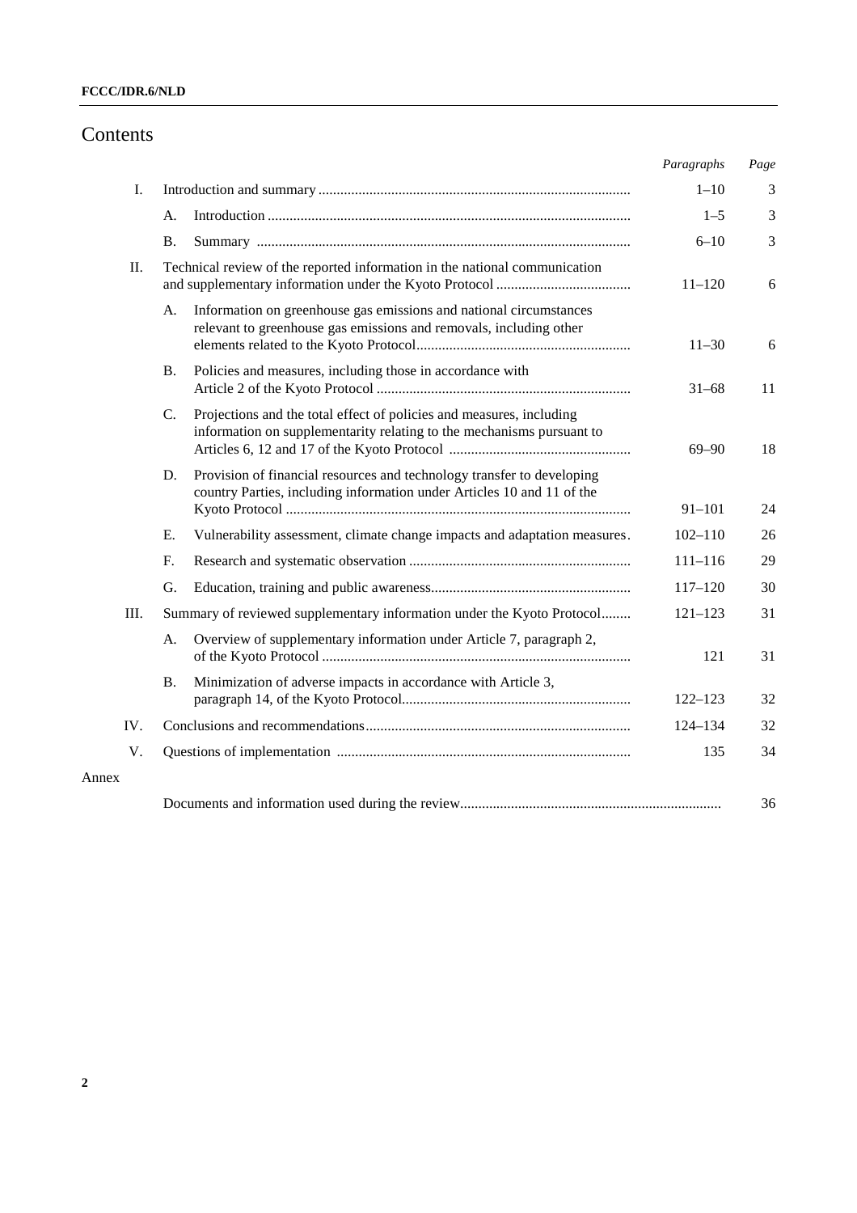# Contents

| | | | *Paragraphs* | *Page* |
|---|---|---|---|---|
| I. | | Introduction and summary | 1–10 | 3 |
| | A. | Introduction | 1–5 | 3 |
| | B. | Summary | 6–10 | 3 |
| II. | | Technical review of the reported information in the national communication and supplementary information under the Kyoto Protocol | 11–120 | 6 |
| | A. | Information on greenhouse gas emissions and national circumstances relevant to greenhouse gas emissions and removals, including other elements related to the Kyoto Protocol | 11–30 | 6 |
| | B. | Policies and measures, including those in accordance with Article 2 of the Kyoto Protocol | 31–68 | 11 |
| | C. | Projections and the total effect of policies and measures, including information on supplementarity relating to the mechanisms pursuant to Articles 6, 12 and 17 of the Kyoto Protocol | 69–90 | 18 |
| | D. | Provision of financial resources and technology transfer to developing country Parties, including information under Articles 10 and 11 of the Kyoto Protocol | 91–101 | 24 |
| | E. | Vulnerability assessment, climate change impacts and adaptation measures | 102–110 | 26 |
| | F. | Research and systematic observation | 111–116 | 29 |
| | G. | Education, training and public awareness | 117–120 | 30 |
| III. | | Summary of reviewed supplementary information under the Kyoto Protocol | 121–123 | 31 |
| | A. | Overview of supplementary information under Article 7, paragraph 2, of the Kyoto Protocol | 121 | 31 |
| | B. | Minimization of adverse impacts in accordance with Article 3, paragraph 14, of the Kyoto Protocol | 122–123 | 32 |
| IV. | | Conclusions and recommendations | 124–134 | 32 |
| V. | | Questions of implementation | 135 | 34 |
| Annex | | | | |
| | | Documents and information used during the review | | 36 |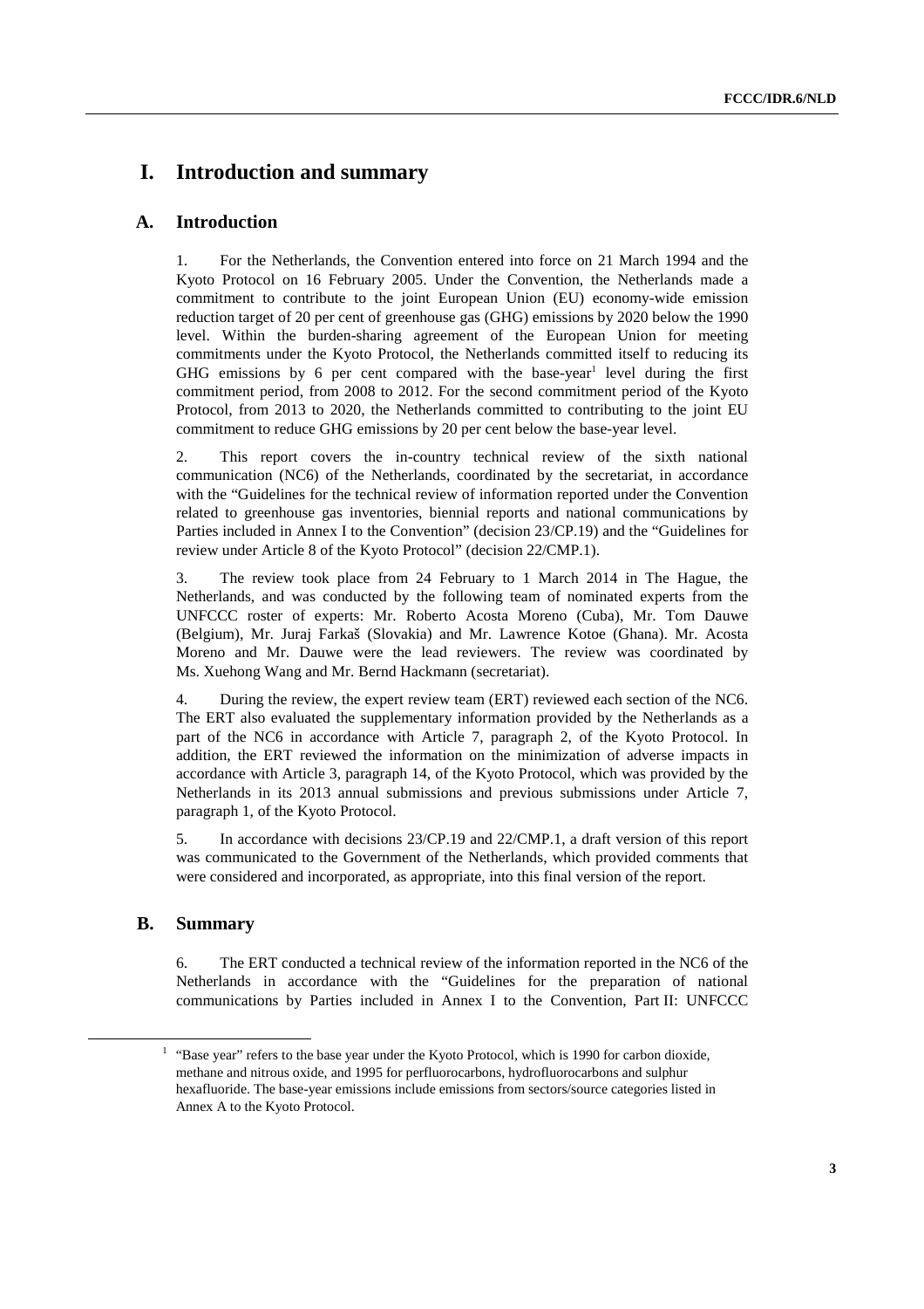# I. Introduction and summary

## A. Introduction

1. For the Netherlands, the Convention entered into force on 21 March 1994 and the Kyoto Protocol on 16 February 2005. Under the Convention, the Netherlands made a commitment to contribute to the joint European Union (EU) economy-wide emission reduction target of 20 per cent of greenhouse gas (GHG) emissions by 2020 below the 1990 level. Within the burden-sharing agreement of the European Union for meeting commitments under the Kyoto Protocol, the Netherlands committed itself to reducing its GHG emissions by 6 per cent compared with the base-year[1] level during the first commitment period, from 2008 to 2012. For the second commitment period of the Kyoto Protocol, from 2013 to 2020, the Netherlands committed to contributing to the joint EU commitment to reduce GHG emissions by 20 per cent below the base-year level.

2. This report covers the in-country technical review of the sixth national communication (NC6) of the Netherlands, coordinated by the secretariat, in accordance with the "Guidelines for the technical review of information reported under the Convention related to greenhouse gas inventories, biennial reports and national communications by Parties included in Annex I to the Convention" (decision 23/CP.19) and the "Guidelines for review under Article 8 of the Kyoto Protocol" (decision 22/CMP.1).

3. The review took place from 24 February to 1 March 2014 in The Hague, the Netherlands, and was conducted by the following team of nominated experts from the UNFCCC roster of experts: Mr. Roberto Acosta Moreno (Cuba), Mr. Tom Dauwe (Belgium), Mr. Juraj Farkaš (Slovakia) and Mr. Lawrence Kotoe (Ghana). Mr. Acosta Moreno and Mr. Dauwe were the lead reviewers. The review was coordinated by Ms. Xuehong Wang and Mr. Bernd Hackmann (secretariat).

4. During the review, the expert review team (ERT) reviewed each section of the NC6. The ERT also evaluated the supplementary information provided by the Netherlands as a part of the NC6 in accordance with Article 7, paragraph 2, of the Kyoto Protocol. In addition, the ERT reviewed the information on the minimization of adverse impacts in accordance with Article 3, paragraph 14, of the Kyoto Protocol, which was provided by the Netherlands in its 2013 annual submissions and previous submissions under Article 7, paragraph 1, of the Kyoto Protocol.

5. In accordance with decisions 23/CP.19 and 22/CMP.1, a draft version of this report was communicated to the Government of the Netherlands, which provided comments that were considered and incorporated, as appropriate, into this final version of the report.

## B. Summary

6. The ERT conducted a technical review of the information reported in the NC6 of the Netherlands in accordance with the "Guidelines for the preparation of national communications by Parties included in Annex I to the Convention, Part II: UNFCCC

---

[1] "Base year" refers to the base year under the Kyoto Protocol, which is 1990 for carbon dioxide, methane and nitrous oxide, and 1995 for perfluorocarbons, hydrofluorocarbons and sulphur hexafluoride. The base-year emissions include emissions from sectors/source categories listed in Annex A to the Kyoto Protocol.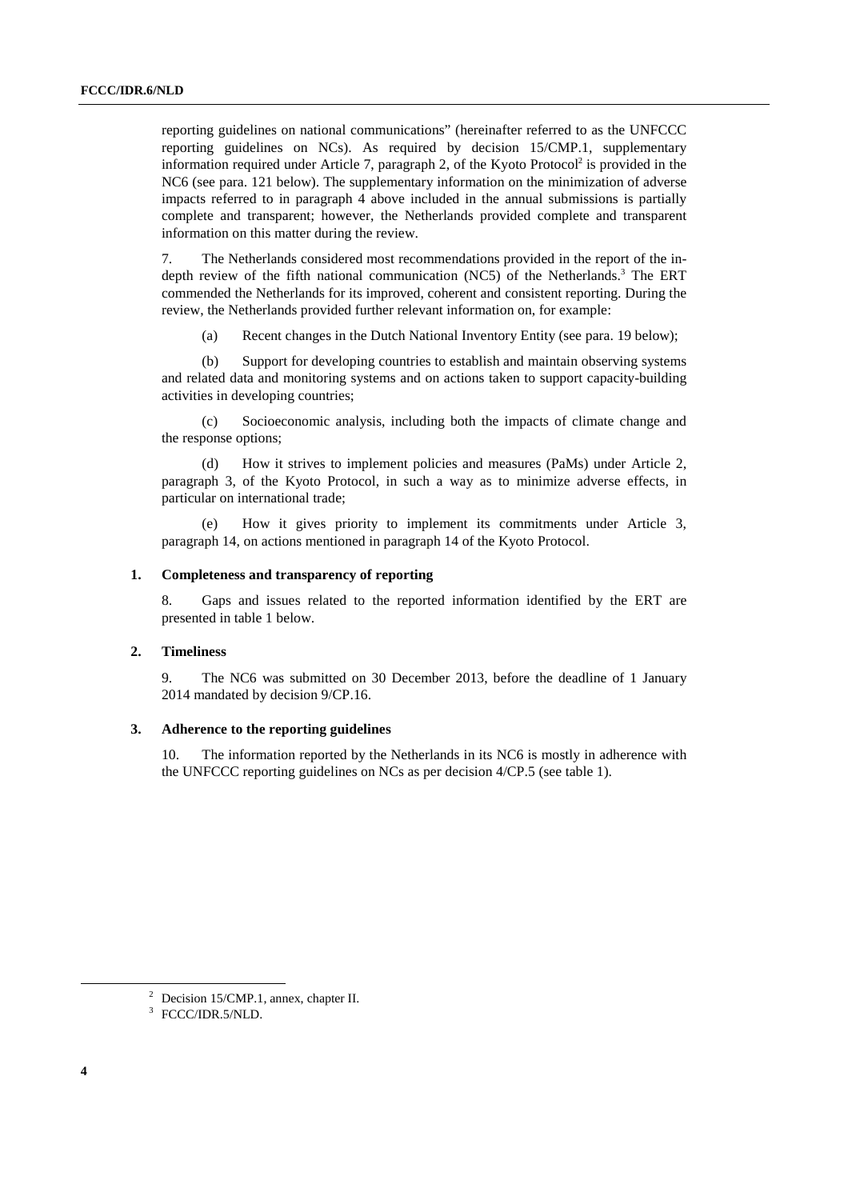reporting guidelines on national communications" (hereinafter referred to as the UNFCCC reporting guidelines on NCs). As required by decision 15/CMP.1, supplementary information required under Article 7, paragraph 2, of the Kyoto Protocol[2] is provided in the NC6 (see para. 121 below). The supplementary information on the minimization of adverse impacts referred to in paragraph 4 above included in the annual submissions is partially complete and transparent; however, the Netherlands provided complete and transparent information on this matter during the review.

7. The Netherlands considered most recommendations provided in the report of the in-depth review of the fifth national communication (NC5) of the Netherlands.[3] The ERT commended the Netherlands for its improved, coherent and consistent reporting. During the review, the Netherlands provided further relevant information on, for example:

(a) Recent changes in the Dutch National Inventory Entity (see para. 19 below);

(b) Support for developing countries to establish and maintain observing systems and related data and monitoring systems and on actions taken to support capacity-building activities in developing countries;

(c) Socioeconomic analysis, including both the impacts of climate change and the response options;

(d) How it strives to implement policies and measures (PaMs) under Article 2, paragraph 3, of the Kyoto Protocol, in such a way as to minimize adverse effects, in particular on international trade;

(e) How it gives priority to implement its commitments under Article 3, paragraph 14, on actions mentioned in paragraph 14 of the Kyoto Protocol.

### 1. Completeness and transparency of reporting

8. Gaps and issues related to the reported information identified by the ERT are presented in table 1 below.

### 2. Timeliness

9. The NC6 was submitted on 30 December 2013, before the deadline of 1 January 2014 mandated by decision 9/CP.16.

### 3. Adherence to the reporting guidelines

10. The information reported by the Netherlands in its NC6 is mostly in adherence with the UNFCCC reporting guidelines on NCs as per decision 4/CP.5 (see table 1).

[2] Decision 15/CMP.1, annex, chapter II.

[3] FCCC/IDR.5/NLD.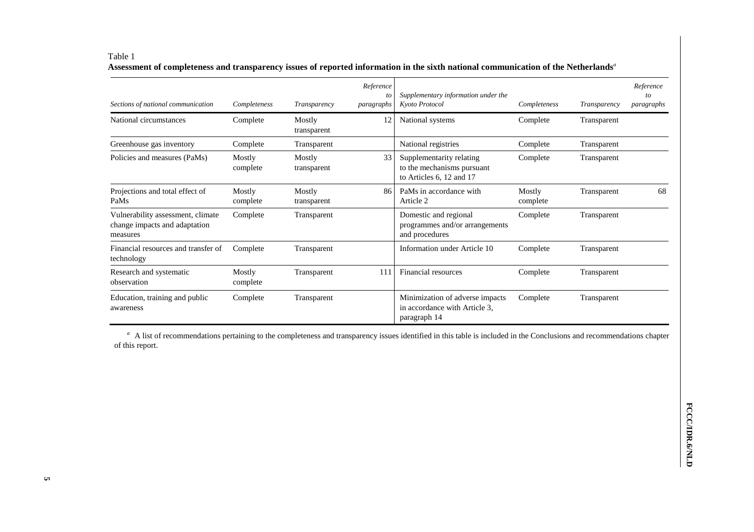Table 1

**Assessment of completeness and transparency issues of reported information in the sixth national communication of the Netherlands**[a]

| *Sections of national communication* | *Completeness* | *Transparency* | *Reference to paragraphs* | *Supplementary information under the Kyoto Protocol* | *Completeness* | *Transparency* | *Reference to paragraphs* |
|---|---|---|---|---|---|---|---|
| National circumstances | Complete | Mostly transparent | 12 | National systems | Complete | Transparent | |
| Greenhouse gas inventory | Complete | Transparent | | National registries | Complete | Transparent | |
| Policies and measures (PaMs) | Mostly complete | Mostly transparent | 33 | Supplementarity relating to the mechanisms pursuant to Articles 6, 12 and 17 | Complete | Transparent | |
| Projections and total effect of PaMs | Mostly complete | Mostly transparent | 86 | PaMs in accordance with Article 2 | Mostly complete | Transparent | 68 |
| Vulnerability assessment, climate change impacts and adaptation measures | Complete | Transparent | | Domestic and regional programmes and/or arrangements and procedures | Complete | Transparent | |
| Financial resources and transfer of technology | Complete | Transparent | | Information under Article 10 | Complete | Transparent | |
| Research and systematic observation | Mostly complete | Transparent | 111 | Financial resources | Complete | Transparent | |
| Education, training and public awareness | Complete | Transparent | | Minimization of adverse impacts in accordance with Article 3, paragraph 14 | Complete | Transparent | |

[a] A list of recommendations pertaining to the completeness and transparency issues identified in this table is included in the Conclusions and recommendations chapter of this report.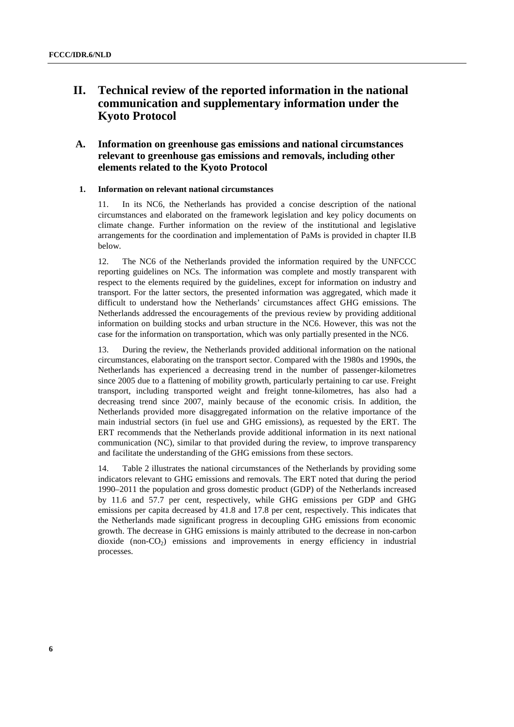# II. Technical review of the reported information in the national communication and supplementary information under the Kyoto Protocol

## A. Information on greenhouse gas emissions and national circumstances relevant to greenhouse gas emissions and removals, including other elements related to the Kyoto Protocol

### 1. Information on relevant national circumstances

11. In its NC6, the Netherlands has provided a concise description of the national circumstances and elaborated on the framework legislation and key policy documents on climate change. Further information on the review of the institutional and legislative arrangements for the coordination and implementation of PaMs is provided in chapter II.B below.

12. The NC6 of the Netherlands provided the information required by the UNFCCC reporting guidelines on NCs. The information was complete and mostly transparent with respect to the elements required by the guidelines, except for information on industry and transport. For the latter sectors, the presented information was aggregated, which made it difficult to understand how the Netherlands' circumstances affect GHG emissions. The Netherlands addressed the encouragements of the previous review by providing additional information on building stocks and urban structure in the NC6. However, this was not the case for the information on transportation, which was only partially presented in the NC6.

13. During the review, the Netherlands provided additional information on the national circumstances, elaborating on the transport sector. Compared with the 1980s and 1990s, the Netherlands has experienced a decreasing trend in the number of passenger-kilometres since 2005 due to a flattening of mobility growth, particularly pertaining to car use. Freight transport, including transported weight and freight tonne-kilometres, has also had a decreasing trend since 2007, mainly because of the economic crisis. In addition, the Netherlands provided more disaggregated information on the relative importance of the main industrial sectors (in fuel use and GHG emissions), as requested by the ERT. The ERT recommends that the Netherlands provide additional information in its next national communication (NC), similar to that provided during the review, to improve transparency and facilitate the understanding of the GHG emissions from these sectors.

14. Table 2 illustrates the national circumstances of the Netherlands by providing some indicators relevant to GHG emissions and removals. The ERT noted that during the period 1990–2011 the population and gross domestic product (GDP) of the Netherlands increased by 11.6 and 57.7 per cent, respectively, while GHG emissions per GDP and GHG emissions per capita decreased by 41.8 and 17.8 per cent, respectively. This indicates that the Netherlands made significant progress in decoupling GHG emissions from economic growth. The decrease in GHG emissions is mainly attributed to the decrease in non-carbon dioxide (non-$CO_2$) emissions and improvements in energy efficiency in industrial processes.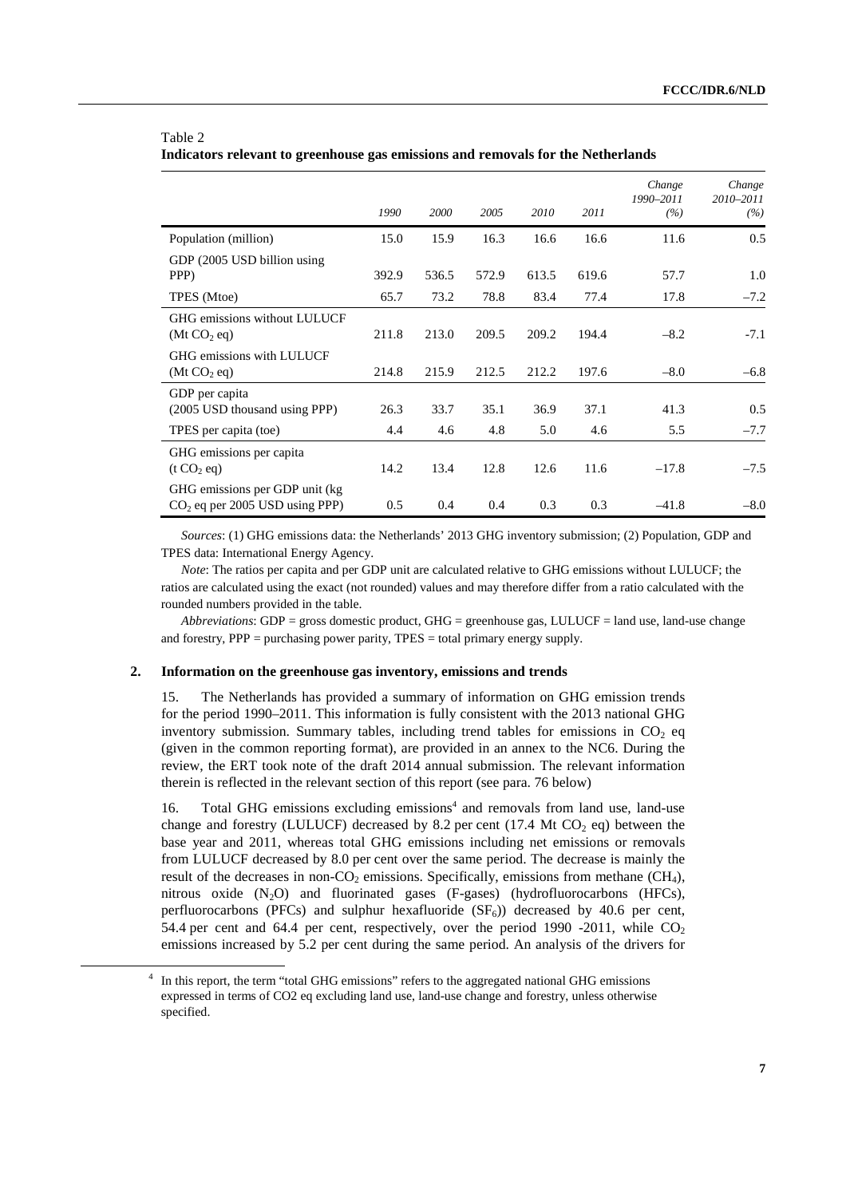Table 2
**Indicators relevant to greenhouse gas emissions and removals for the Netherlands**

| | *1990* | *2000* | *2005* | *2010* | *2011* | *Change 1990–2011 (%)* | *Change 2010–2011 (%)* |
|---|---|---|---|---|---|---|---|
| Population (million) | 15.0 | 15.9 | 16.3 | 16.6 | 16.6 | 11.6 | 0.5 |
| GDP (2005 USD billion using PPP) | 392.9 | 536.5 | 572.9 | 613.5 | 619.6 | 57.7 | 1.0 |
| TPES (Mtoe) | 65.7 | 73.2 | 78.8 | 83.4 | 77.4 | 17.8 | –7.2 |
| GHG emissions without LULUCF (Mt $CO_2$ eq) | 211.8 | 213.0 | 209.5 | 209.2 | 194.4 | –8.2 | -7.1 |
| GHG emissions with LULUCF (Mt $CO_2$ eq) | 214.8 | 215.9 | 212.5 | 212.2 | 197.6 | –8.0 | –6.8 |
| GDP per capita (2005 USD thousand using PPP) | 26.3 | 33.7 | 35.1 | 36.9 | 37.1 | 41.3 | 0.5 |
| TPES per capita (toe) | 4.4 | 4.6 | 4.8 | 5.0 | 4.6 | 5.5 | –7.7 |
| GHG emissions per capita (t $CO_2$ eq) | 14.2 | 13.4 | 12.8 | 12.6 | 11.6 | –17.8 | –7.5 |
| GHG emissions per GDP unit (kg $CO_2$ eq per 2005 USD using PPP) | 0.5 | 0.4 | 0.4 | 0.3 | 0.3 | –41.8 | –8.0 |

*Sources*: (1) GHG emissions data: the Netherlands' 2013 GHG inventory submission; (2) Population, GDP and TPES data: International Energy Agency.

*Note*: The ratios per capita and per GDP unit are calculated relative to GHG emissions without LULUCF; the ratios are calculated using the exact (not rounded) values and may therefore differ from a ratio calculated with the rounded numbers provided in the table.

*Abbreviations*: GDP = gross domestic product, GHG = greenhouse gas, LULUCF = land use, land-use change and forestry, PPP = purchasing power parity, TPES = total primary energy supply.

## 2. Information on the greenhouse gas inventory, emissions and trends

15. The Netherlands has provided a summary of information on GHG emission trends for the period 1990–2011. This information is fully consistent with the 2013 national GHG inventory submission. Summary tables, including trend tables for emissions in $CO_2$ eq (given in the common reporting format), are provided in an annex to the NC6. During the review, the ERT took note of the draft 2014 annual submission. The relevant information therein is reflected in the relevant section of this report (see para. 76 below)

16. Total GHG emissions excluding emissions[4] and removals from land use, land-use change and forestry (LULUCF) decreased by 8.2 per cent (17.4 Mt $CO_2$ eq) between the base year and 2011, whereas total GHG emissions including net emissions or removals from LULUCF decreased by 8.0 per cent over the same period. The decrease is mainly the result of the decreases in non-$CO_2$ emissions. Specifically, emissions from methane ($CH_4$), nitrous oxide ($N_2O$) and fluorinated gases (F-gases) (hydrofluorocarbons (HFCs), perfluorocarbons (PFCs) and sulphur hexafluoride ($SF_6$)) decreased by 40.6 per cent, 54.4 per cent and 64.4 per cent, respectively, over the period 1990 -2011, while $CO_2$ emissions increased by 5.2 per cent during the same period. An analysis of the drivers for

[4] In this report, the term "total GHG emissions" refers to the aggregated national GHG emissions expressed in terms of CO2 eq excluding land use, land-use change and forestry, unless otherwise specified.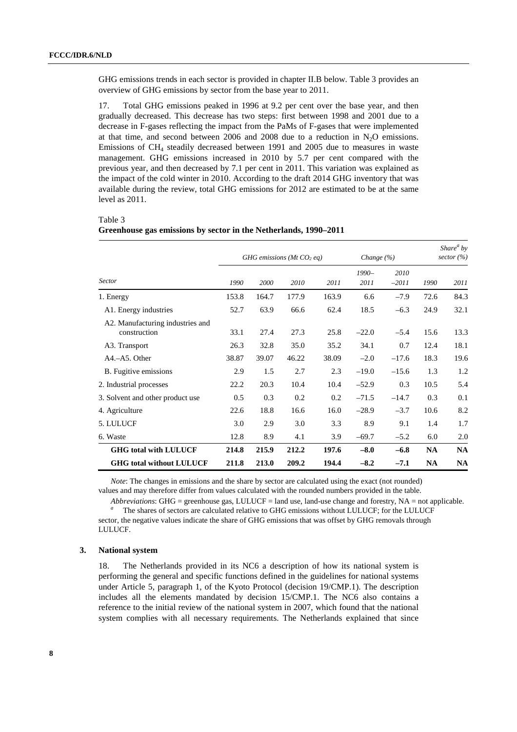GHG emissions trends in each sector is provided in chapter II.B below. Table 3 provides an overview of GHG emissions by sector from the base year to 2011.

17. Total GHG emissions peaked in 1996 at 9.2 per cent over the base year, and then gradually decreased. This decrease has two steps: first between 1998 and 2001 due to a decrease in F-gases reflecting the impact from the PaMs of F-gases that were implemented at that time, and second between 2006 and 2008 due to a reduction in $N_2O$ emissions. Emissions of $CH_4$ steadily decreased between 1991 and 2005 due to measures in waste management. GHG emissions increased in 2010 by 5.7 per cent compared with the previous year, and then decreased by 7.1 per cent in 2011. This variation was explained as the impact of the cold winter in 2010. According to the draft 2014 GHG inventory that was available during the review, total GHG emissions for 2012 are estimated to be at the same level as 2011.

Table 3
**Greenhouse gas emissions by sector in the Netherlands, 1990–2011**

| | *GHG emissions (Mt $CO_2$ eq)* | | | | *Change (%)* | | *Share[a] by sector (%)* | |
|---|---|---|---|---|---|---|---|---|
| *Sector* | *1990* | *2000* | *2010* | *2011* | *1990–2011* | *2010–2011* | *1990* | *2011* |
| 1. Energy | 153.8 | 164.7 | 177.9 | 163.9 | 6.6 | –7.9 | 72.6 | 84.3 |
| A1. Energy industries | 52.7 | 63.9 | 66.6 | 62.4 | 18.5 | –6.3 | 24.9 | 32.1 |
| A2. Manufacturing industries and construction | 33.1 | 27.4 | 27.3 | 25.8 | –22.0 | –5.4 | 15.6 | 13.3 |
| A3. Transport | 26.3 | 32.8 | 35.0 | 35.2 | 34.1 | 0.7 | 12.4 | 18.1 |
| A4.–A5. Other | 38.87 | 39.07 | 46.22 | 38.09 | –2.0 | –17.6 | 18.3 | 19.6 |
| B. Fugitive emissions | 2.9 | 1.5 | 2.7 | 2.3 | –19.0 | –15.6 | 1.3 | 1.2 |
| 2. Industrial processes | 22.2 | 20.3 | 10.4 | 10.4 | –52.9 | 0.3 | 10.5 | 5.4 |
| 3. Solvent and other product use | 0.5 | 0.3 | 0.2 | 0.2 | –71.5 | –14.7 | 0.3 | 0.1 |
| 4. Agriculture | 22.6 | 18.8 | 16.6 | 16.0 | –28.9 | –3.7 | 10.6 | 8.2 |
| 5. LULUCF | 3.0 | 2.9 | 3.0 | 3.3 | 8.9 | 9.1 | 1.4 | 1.7 |
| 6. Waste | 12.8 | 8.9 | 4.1 | 3.9 | –69.7 | –5.2 | 6.0 | 2.0 |
| **GHG total with LULUCF** | **214.8** | **215.9** | **212.2** | **197.6** | **–8.0** | **–6.8** | **NA** | **NA** |
| **GHG total without LULUCF** | **211.8** | **213.0** | **209.2** | **194.4** | **–8.2** | **–7.1** | **NA** | **NA** |

*Note*: The changes in emissions and the share by sector are calculated using the exact (not rounded) values and may therefore differ from values calculated with the rounded numbers provided in the table.

*Abbreviations*: GHG = greenhouse gas, LULUCF = land use, land-use change and forestry, NA = not applicable.

[a] The shares of sectors are calculated relative to GHG emissions without LULUCF; for the LULUCF sector, the negative values indicate the share of GHG emissions that was offset by GHG removals through LULUCF.

### 3. National system

18. The Netherlands provided in its NC6 a description of how its national system is performing the general and specific functions defined in the guidelines for national systems under Article 5, paragraph 1, of the Kyoto Protocol (decision 19/CMP.1). The description includes all the elements mandated by decision 15/CMP.1. The NC6 also contains a reference to the initial review of the national system in 2007, which found that the national system complies with all necessary requirements. The Netherlands explained that since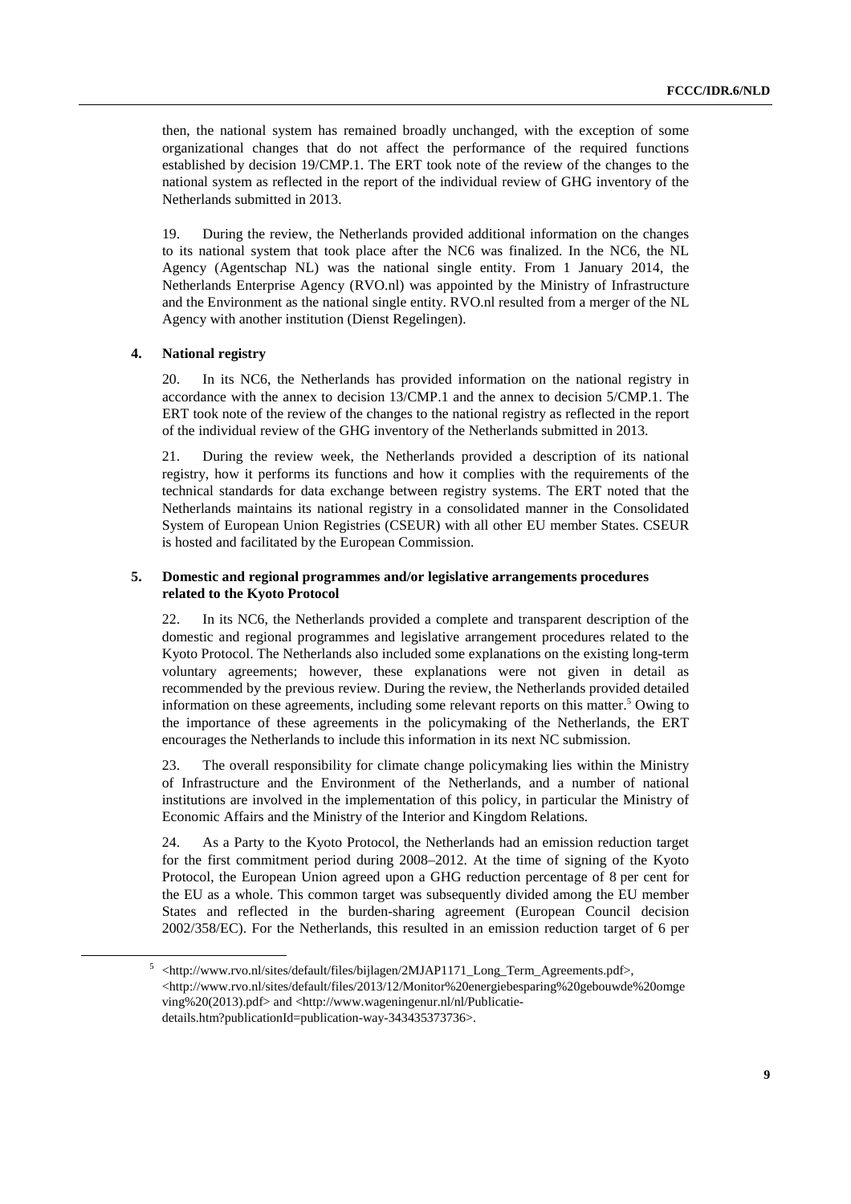then, the national system has remained broadly unchanged, with the exception of some organizational changes that do not affect the performance of the required functions established by decision 19/CMP.1. The ERT took note of the review of the changes to the national system as reflected in the report of the individual review of GHG inventory of the Netherlands submitted in 2013.

19. During the review, the Netherlands provided additional information on the changes to its national system that took place after the NC6 was finalized. In the NC6, the NL Agency (Agentschap NL) was the national single entity. From 1 January 2014, the Netherlands Enterprise Agency (RVO.nl) was appointed by the Ministry of Infrastructure and the Environment as the national single entity. RVO.nl resulted from a merger of the NL Agency with another institution (Dienst Regelingen).

### 4. National registry

20. In its NC6, the Netherlands has provided information on the national registry in accordance with the annex to decision 13/CMP.1 and the annex to decision 5/CMP.1. The ERT took note of the review of the changes to the national registry as reflected in the report of the individual review of the GHG inventory of the Netherlands submitted in 2013.

21. During the review week, the Netherlands provided a description of its national registry, how it performs its functions and how it complies with the requirements of the technical standards for data exchange between registry systems. The ERT noted that the Netherlands maintains its national registry in a consolidated manner in the Consolidated System of European Union Registries (CSEUR) with all other EU member States. CSEUR is hosted and facilitated by the European Commission.

### 5. Domestic and regional programmes and/or legislative arrangements procedures related to the Kyoto Protocol

22. In its NC6, the Netherlands provided a complete and transparent description of the domestic and regional programmes and legislative arrangement procedures related to the Kyoto Protocol. The Netherlands also included some explanations on the existing long-term voluntary agreements; however, these explanations were not given in detail as recommended by the previous review. During the review, the Netherlands provided detailed information on these agreements, including some relevant reports on this matter.[5] Owing to the importance of these agreements in the policymaking of the Netherlands, the ERT encourages the Netherlands to include this information in its next NC submission.

23. The overall responsibility for climate change policymaking lies within the Ministry of Infrastructure and the Environment of the Netherlands, and a number of national institutions are involved in the implementation of this policy, in particular the Ministry of Economic Affairs and the Ministry of the Interior and Kingdom Relations.

24. As a Party to the Kyoto Protocol, the Netherlands had an emission reduction target for the first commitment period during 2008–2012. At the time of signing of the Kyoto Protocol, the European Union agreed upon a GHG reduction percentage of 8 per cent for the EU as a whole. This common target was subsequently divided among the EU member States and reflected in the burden-sharing agreement (European Council decision 2002/358/EC). For the Netherlands, this resulted in an emission reduction target of 6 per

---

[5] <http://www.rvo.nl/sites/default/files/bijlagen/2MJAP1171_Long_Term_Agreements.pdf>, <http://www.rvo.nl/sites/default/files/2013/12/Monitor%20energiebesparing%20gebouwde%20omgeving%20(2013).pdf> and <http://www.wageningenur.nl/nl/Publicatie-details.htm?publicationId=publication-way-343435373736>.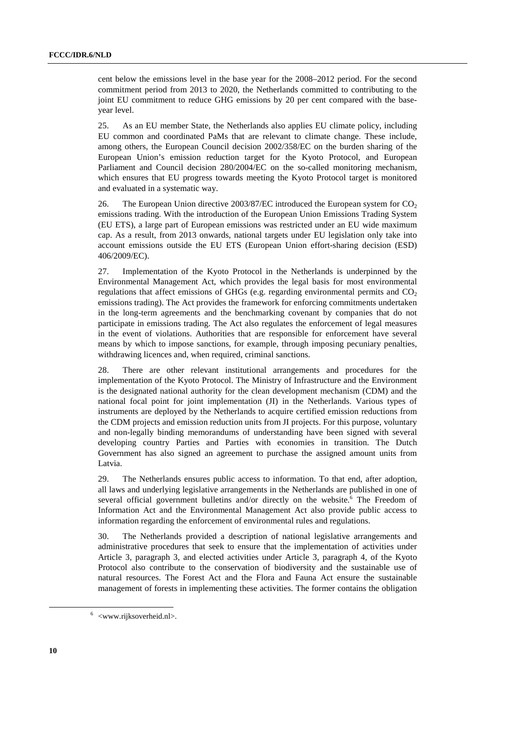cent below the emissions level in the base year for the 2008–2012 period. For the second commitment period from 2013 to 2020, the Netherlands committed to contributing to the joint EU commitment to reduce GHG emissions by 20 per cent compared with the base-year level.

25. As an EU member State, the Netherlands also applies EU climate policy, including EU common and coordinated PaMs that are relevant to climate change. These include, among others, the European Council decision 2002/358/EC on the burden sharing of the European Union's emission reduction target for the Kyoto Protocol, and European Parliament and Council decision 280/2004/EC on the so-called monitoring mechanism, which ensures that EU progress towards meeting the Kyoto Protocol target is monitored and evaluated in a systematic way.

26. The European Union directive 2003/87/EC introduced the European system for $CO_2$ emissions trading. With the introduction of the European Union Emissions Trading System (EU ETS), a large part of European emissions was restricted under an EU wide maximum cap. As a result, from 2013 onwards, national targets under EU legislation only take into account emissions outside the EU ETS (European Union effort-sharing decision (ESD) 406/2009/EC).

27. Implementation of the Kyoto Protocol in the Netherlands is underpinned by the Environmental Management Act, which provides the legal basis for most environmental regulations that affect emissions of GHGs (e.g. regarding environmental permits and $CO_2$ emissions trading). The Act provides the framework for enforcing commitments undertaken in the long-term agreements and the benchmarking covenant by companies that do not participate in emissions trading. The Act also regulates the enforcement of legal measures in the event of violations. Authorities that are responsible for enforcement have several means by which to impose sanctions, for example, through imposing pecuniary penalties, withdrawing licences and, when required, criminal sanctions.

28. There are other relevant institutional arrangements and procedures for the implementation of the Kyoto Protocol. The Ministry of Infrastructure and the Environment is the designated national authority for the clean development mechanism (CDM) and the national focal point for joint implementation (JI) in the Netherlands. Various types of instruments are deployed by the Netherlands to acquire certified emission reductions from the CDM projects and emission reduction units from JI projects. For this purpose, voluntary and non-legally binding memorandums of understanding have been signed with several developing country Parties and Parties with economies in transition. The Dutch Government has also signed an agreement to purchase the assigned amount units from Latvia.

29. The Netherlands ensures public access to information. To that end, after adoption, all laws and underlying legislative arrangements in the Netherlands are published in one of several official government bulletins and/or directly on the website.[6] The Freedom of Information Act and the Environmental Management Act also provide public access to information regarding the enforcement of environmental rules and regulations.

30. The Netherlands provided a description of national legislative arrangements and administrative procedures that seek to ensure that the implementation of activities under Article 3, paragraph 3, and elected activities under Article 3, paragraph 4, of the Kyoto Protocol also contribute to the conservation of biodiversity and the sustainable use of natural resources. The Forest Act and the Flora and Fauna Act ensure the sustainable management of forests in implementing these activities. The former contains the obligation

[6] <www.rijksoverheid.nl>.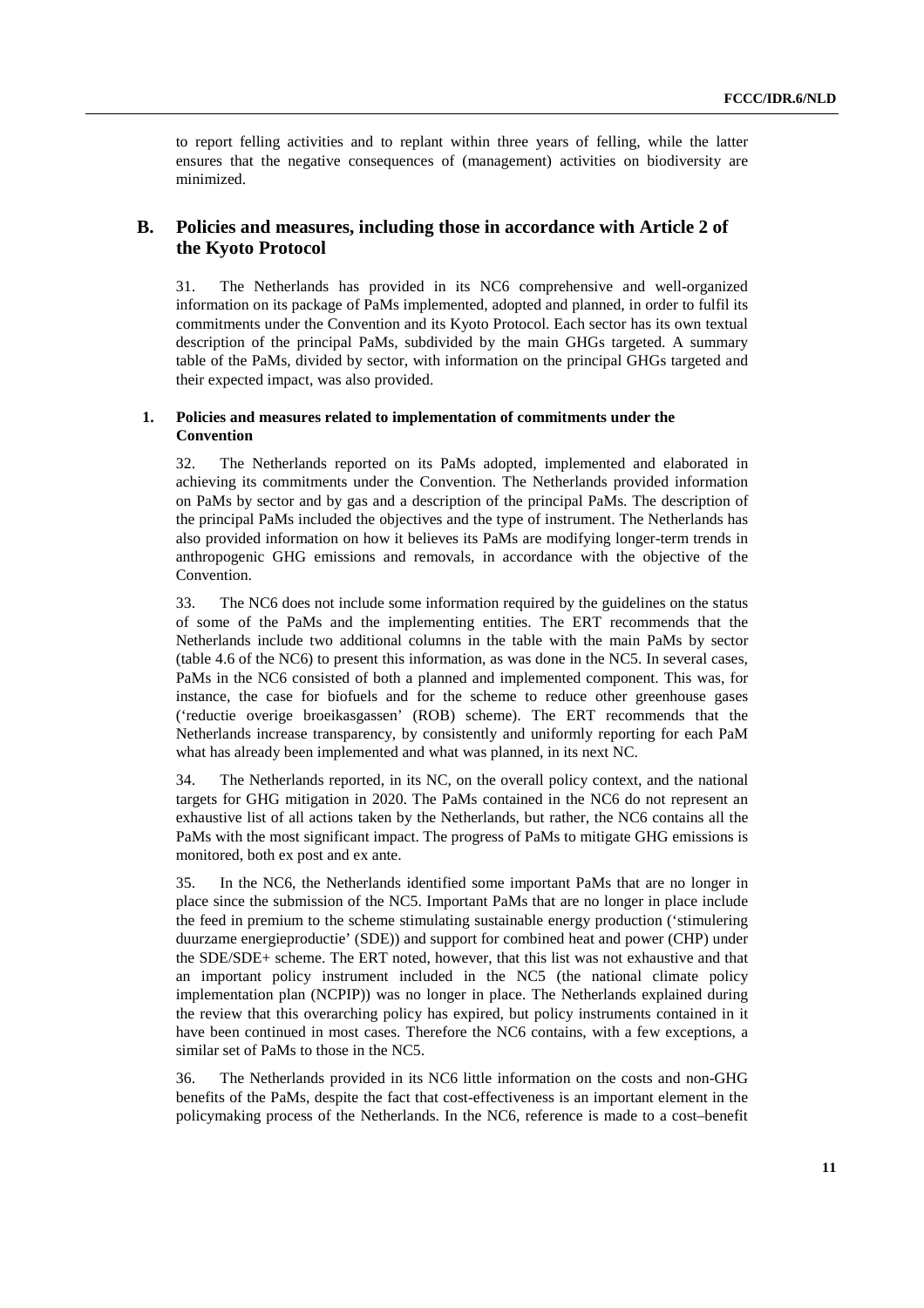to report felling activities and to replant within three years of felling, while the latter ensures that the negative consequences of (management) activities on biodiversity are minimized.

## B. Policies and measures, including those in accordance with Article 2 of the Kyoto Protocol

31. The Netherlands has provided in its NC6 comprehensive and well-organized information on its package of PaMs implemented, adopted and planned, in order to fulfil its commitments under the Convention and its Kyoto Protocol. Each sector has its own textual description of the principal PaMs, subdivided by the main GHGs targeted. A summary table of the PaMs, divided by sector, with information on the principal GHGs targeted and their expected impact, was also provided.

### 1. Policies and measures related to implementation of commitments under the Convention

32. The Netherlands reported on its PaMs adopted, implemented and elaborated in achieving its commitments under the Convention. The Netherlands provided information on PaMs by sector and by gas and a description of the principal PaMs. The description of the principal PaMs included the objectives and the type of instrument. The Netherlands has also provided information on how it believes its PaMs are modifying longer-term trends in anthropogenic GHG emissions and removals, in accordance with the objective of the Convention.

33. The NC6 does not include some information required by the guidelines on the status of some of the PaMs and the implementing entities. The ERT recommends that the Netherlands include two additional columns in the table with the main PaMs by sector (table 4.6 of the NC6) to present this information, as was done in the NC5. In several cases, PaMs in the NC6 consisted of both a planned and implemented component. This was, for instance, the case for biofuels and for the scheme to reduce other greenhouse gases ('reductie overige broeikasgassen' (ROB) scheme). The ERT recommends that the Netherlands increase transparency, by consistently and uniformly reporting for each PaM what has already been implemented and what was planned, in its next NC.

34. The Netherlands reported, in its NC, on the overall policy context, and the national targets for GHG mitigation in 2020. The PaMs contained in the NC6 do not represent an exhaustive list of all actions taken by the Netherlands, but rather, the NC6 contains all the PaMs with the most significant impact. The progress of PaMs to mitigate GHG emissions is monitored, both ex post and ex ante.

35. In the NC6, the Netherlands identified some important PaMs that are no longer in place since the submission of the NC5. Important PaMs that are no longer in place include the feed in premium to the scheme stimulating sustainable energy production ('stimulering duurzame energieproductie' (SDE)) and support for combined heat and power (CHP) under the SDE/SDE+ scheme. The ERT noted, however, that this list was not exhaustive and that an important policy instrument included in the NC5 (the national climate policy implementation plan (NCPIP)) was no longer in place. The Netherlands explained during the review that this overarching policy has expired, but policy instruments contained in it have been continued in most cases. Therefore the NC6 contains, with a few exceptions, a similar set of PaMs to those in the NC5.

36. The Netherlands provided in its NC6 little information on the costs and non-GHG benefits of the PaMs, despite the fact that cost-effectiveness is an important element in the policymaking process of the Netherlands. In the NC6, reference is made to a cost–benefit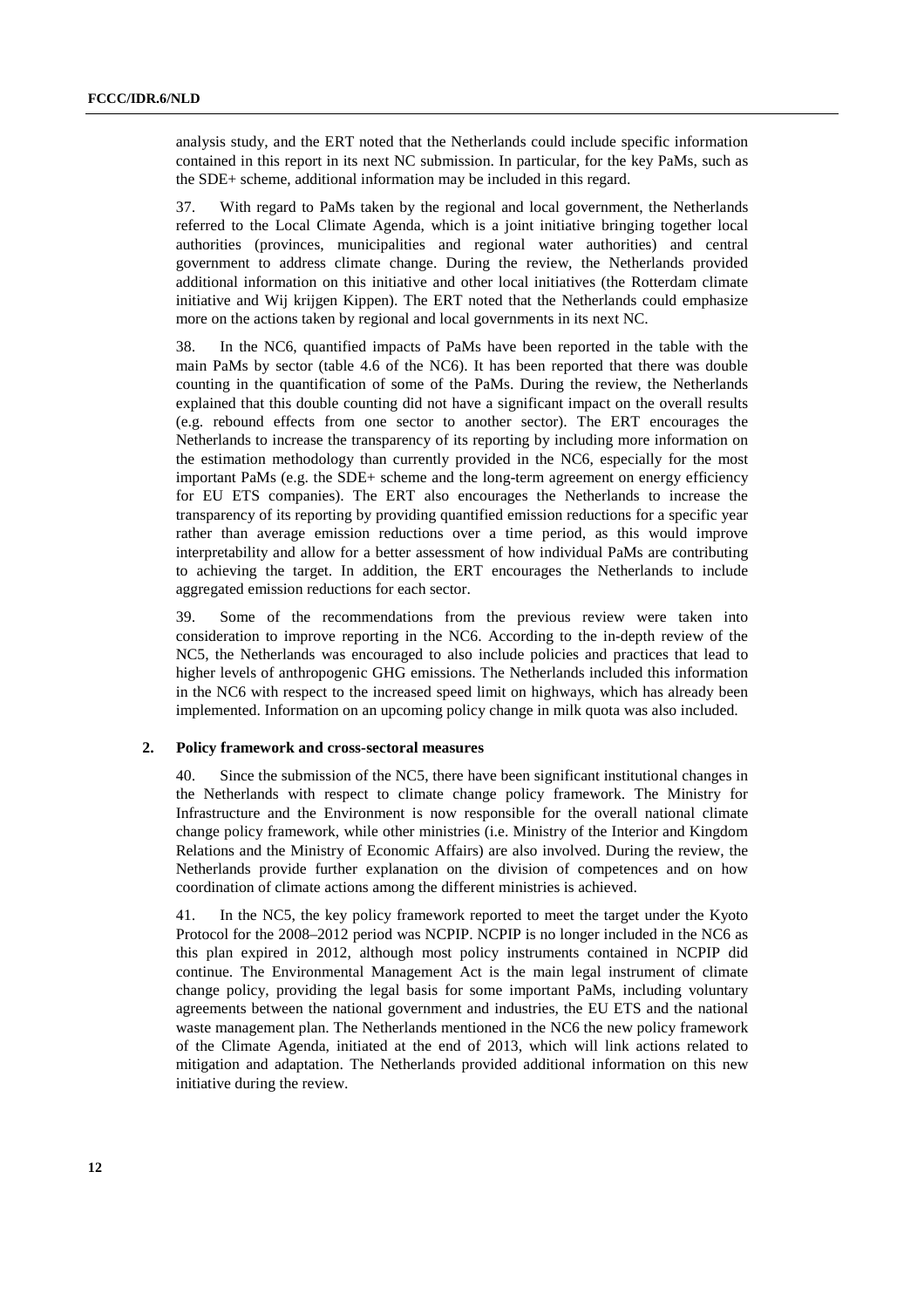analysis study, and the ERT noted that the Netherlands could include specific information contained in this report in its next NC submission. In particular, for the key PaMs, such as the SDE+ scheme, additional information may be included in this regard.

37. With regard to PaMs taken by the regional and local government, the Netherlands referred to the Local Climate Agenda, which is a joint initiative bringing together local authorities (provinces, municipalities and regional water authorities) and central government to address climate change. During the review, the Netherlands provided additional information on this initiative and other local initiatives (the Rotterdam climate initiative and Wij krijgen Kippen). The ERT noted that the Netherlands could emphasize more on the actions taken by regional and local governments in its next NC.

38. In the NC6, quantified impacts of PaMs have been reported in the table with the main PaMs by sector (table 4.6 of the NC6). It has been reported that there was double counting in the quantification of some of the PaMs. During the review, the Netherlands explained that this double counting did not have a significant impact on the overall results (e.g. rebound effects from one sector to another sector). The ERT encourages the Netherlands to increase the transparency of its reporting by including more information on the estimation methodology than currently provided in the NC6, especially for the most important PaMs (e.g. the SDE+ scheme and the long-term agreement on energy efficiency for EU ETS companies). The ERT also encourages the Netherlands to increase the transparency of its reporting by providing quantified emission reductions for a specific year rather than average emission reductions over a time period, as this would improve interpretability and allow for a better assessment of how individual PaMs are contributing to achieving the target. In addition, the ERT encourages the Netherlands to include aggregated emission reductions for each sector.

39. Some of the recommendations from the previous review were taken into consideration to improve reporting in the NC6. According to the in-depth review of the NC5, the Netherlands was encouraged to also include policies and practices that lead to higher levels of anthropogenic GHG emissions. The Netherlands included this information in the NC6 with respect to the increased speed limit on highways, which has already been implemented. Information on an upcoming policy change in milk quota was also included.

### 2. Policy framework and cross-sectoral measures

40. Since the submission of the NC5, there have been significant institutional changes in the Netherlands with respect to climate change policy framework. The Ministry for Infrastructure and the Environment is now responsible for the overall national climate change policy framework, while other ministries (i.e. Ministry of the Interior and Kingdom Relations and the Ministry of Economic Affairs) are also involved. During the review, the Netherlands provide further explanation on the division of competences and on how coordination of climate actions among the different ministries is achieved.

41. In the NC5, the key policy framework reported to meet the target under the Kyoto Protocol for the 2008–2012 period was NCPIP. NCPIP is no longer included in the NC6 as this plan expired in 2012, although most policy instruments contained in NCPIP did continue. The Environmental Management Act is the main legal instrument of climate change policy, providing the legal basis for some important PaMs, including voluntary agreements between the national government and industries, the EU ETS and the national waste management plan. The Netherlands mentioned in the NC6 the new policy framework of the Climate Agenda, initiated at the end of 2013, which will link actions related to mitigation and adaptation. The Netherlands provided additional information on this new initiative during the review.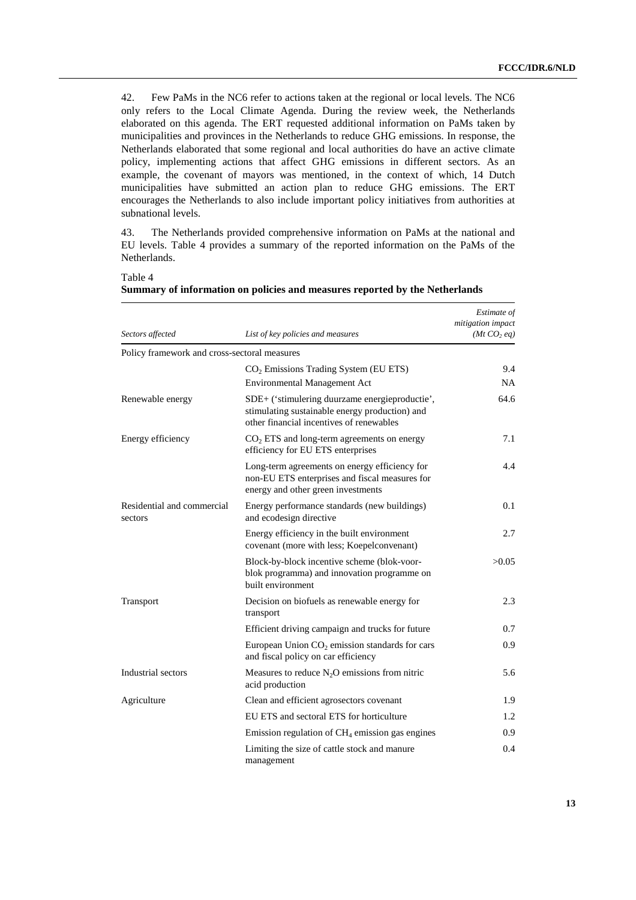42. Few PaMs in the NC6 refer to actions taken at the regional or local levels. The NC6 only refers to the Local Climate Agenda. During the review week, the Netherlands elaborated on this agenda. The ERT requested additional information on PaMs taken by municipalities and provinces in the Netherlands to reduce GHG emissions. In response, the Netherlands elaborated that some regional and local authorities do have an active climate policy, implementing actions that affect GHG emissions in different sectors. As an example, the covenant of mayors was mentioned, in the context of which, 14 Dutch municipalities have submitted an action plan to reduce GHG emissions. The ERT encourages the Netherlands to also include important policy initiatives from authorities at subnational levels.

43. The Netherlands provided comprehensive information on PaMs at the national and EU levels. Table 4 provides a summary of the reported information on the PaMs of the Netherlands.

Table 4
**Summary of information on policies and measures reported by the Netherlands**

| *Sectors affected* | *List of key policies and measures* | *Estimate of mitigation impact ($Mt\ CO_2\ eq$)* |
|---|---|---|
| Policy framework and cross-sectoral measures | | |
| | $CO_2$ Emissions Trading System (EU ETS) | 9.4 |
| | Environmental Management Act | NA |
| Renewable energy | SDE+ ('stimulering duurzame energieproductie', stimulating sustainable energy production) and other financial incentives of renewables | 64.6 |
| Energy efficiency | $CO_2$ ETS and long-term agreements on energy efficiency for EU ETS enterprises | 7.1 |
| | Long-term agreements on energy efficiency for non-EU ETS enterprises and fiscal measures for energy and other green investments | 4.4 |
| Residential and commercial sectors | Energy performance standards (new buildings) and ecodesign directive | 0.1 |
| | Energy efficiency in the built environment covenant (more with less; Koepelconvenant) | 2.7 |
| | Block-by-block incentive scheme (blok-voor-blok programma) and innovation programme on built environment | >0.05 |
| Transport | Decision on biofuels as renewable energy for transport | 2.3 |
| | Efficient driving campaign and trucks for future | 0.7 |
| | European Union $CO_2$ emission standards for cars and fiscal policy on car efficiency | 0.9 |
| Industrial sectors | Measures to reduce $N_2O$ emissions from nitric acid production | 5.6 |
| Agriculture | Clean and efficient agrosectors covenant | 1.9 |
| | EU ETS and sectoral ETS for horticulture | 1.2 |
| | Emission regulation of $CH_4$ emission gas engines | 0.9 |
| | Limiting the size of cattle stock and manure management | 0.4 |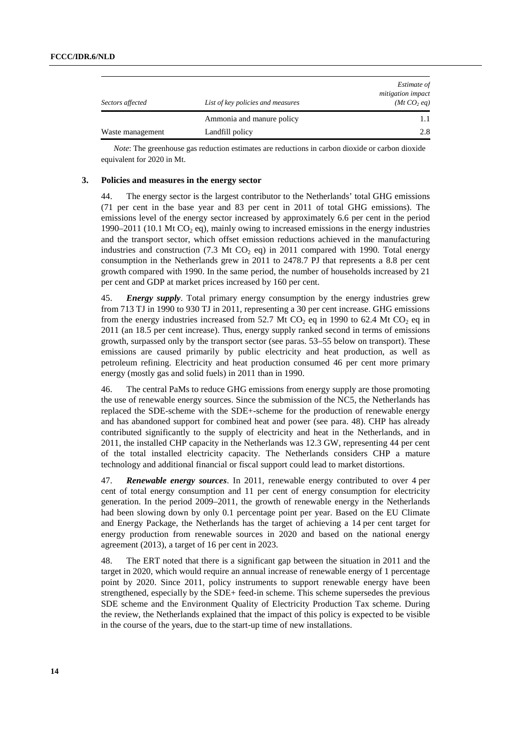| Sectors affected | List of key policies and measures | *Estimate of mitigation impact ($Mt\ CO_2\ eq$)* |
|---|---|---|
| | Ammonia and manure policy | 1.1 |
| Waste management | Landfill policy | 2.8 |

*Note*: The greenhouse gas reduction estimates are reductions in carbon dioxide or carbon dioxide equivalent for 2020 in Mt.

### 3. Policies and measures in the energy sector

44. The energy sector is the largest contributor to the Netherlands' total GHG emissions (71 per cent in the base year and 83 per cent in 2011 of total GHG emissions). The emissions level of the energy sector increased by approximately 6.6 per cent in the period 1990–2011 (10.1 Mt $CO_2$ eq), mainly owing to increased emissions in the energy industries and the transport sector, which offset emission reductions achieved in the manufacturing industries and construction (7.3 Mt $CO_2$ eq) in 2011 compared with 1990. Total energy consumption in the Netherlands grew in 2011 to 2478.7 PJ that represents a 8.8 per cent growth compared with 1990. In the same period, the number of households increased by 21 per cent and GDP at market prices increased by 160 per cent.

45. ***Energy supply***. Total primary energy consumption by the energy industries grew from 713 TJ in 1990 to 930 TJ in 2011, representing a 30 per cent increase. GHG emissions from the energy industries increased from 52.7 Mt $CO_2$ eq in 1990 to 62.4 Mt $CO_2$ eq in 2011 (an 18.5 per cent increase). Thus, energy supply ranked second in terms of emissions growth, surpassed only by the transport sector (see paras. 53–55 below on transport). These emissions are caused primarily by public electricity and heat production, as well as petroleum refining. Electricity and heat production consumed 46 per cent more primary energy (mostly gas and solid fuels) in 2011 than in 1990.

46. The central PaMs to reduce GHG emissions from energy supply are those promoting the use of renewable energy sources. Since the submission of the NC5, the Netherlands has replaced the SDE-scheme with the SDE+-scheme for the production of renewable energy and has abandoned support for combined heat and power (see para. 48). CHP has already contributed significantly to the supply of electricity and heat in the Netherlands, and in 2011, the installed CHP capacity in the Netherlands was 12.3 GW, representing 44 per cent of the total installed electricity capacity. The Netherlands considers CHP a mature technology and additional financial or fiscal support could lead to market distortions.

47. ***Renewable energy sources***. In 2011, renewable energy contributed to over 4 per cent of total energy consumption and 11 per cent of energy consumption for electricity generation. In the period 2009–2011, the growth of renewable energy in the Netherlands had been slowing down by only 0.1 percentage point per year. Based on the EU Climate and Energy Package, the Netherlands has the target of achieving a 14 per cent target for energy production from renewable sources in 2020 and based on the national energy agreement (2013), a target of 16 per cent in 2023.

48. The ERT noted that there is a significant gap between the situation in 2011 and the target in 2020, which would require an annual increase of renewable energy of 1 percentage point by 2020. Since 2011, policy instruments to support renewable energy have been strengthened, especially by the SDE+ feed-in scheme. This scheme supersedes the previous SDE scheme and the Environment Quality of Electricity Production Tax scheme. During the review, the Netherlands explained that the impact of this policy is expected to be visible in the course of the years, due to the start-up time of new installations.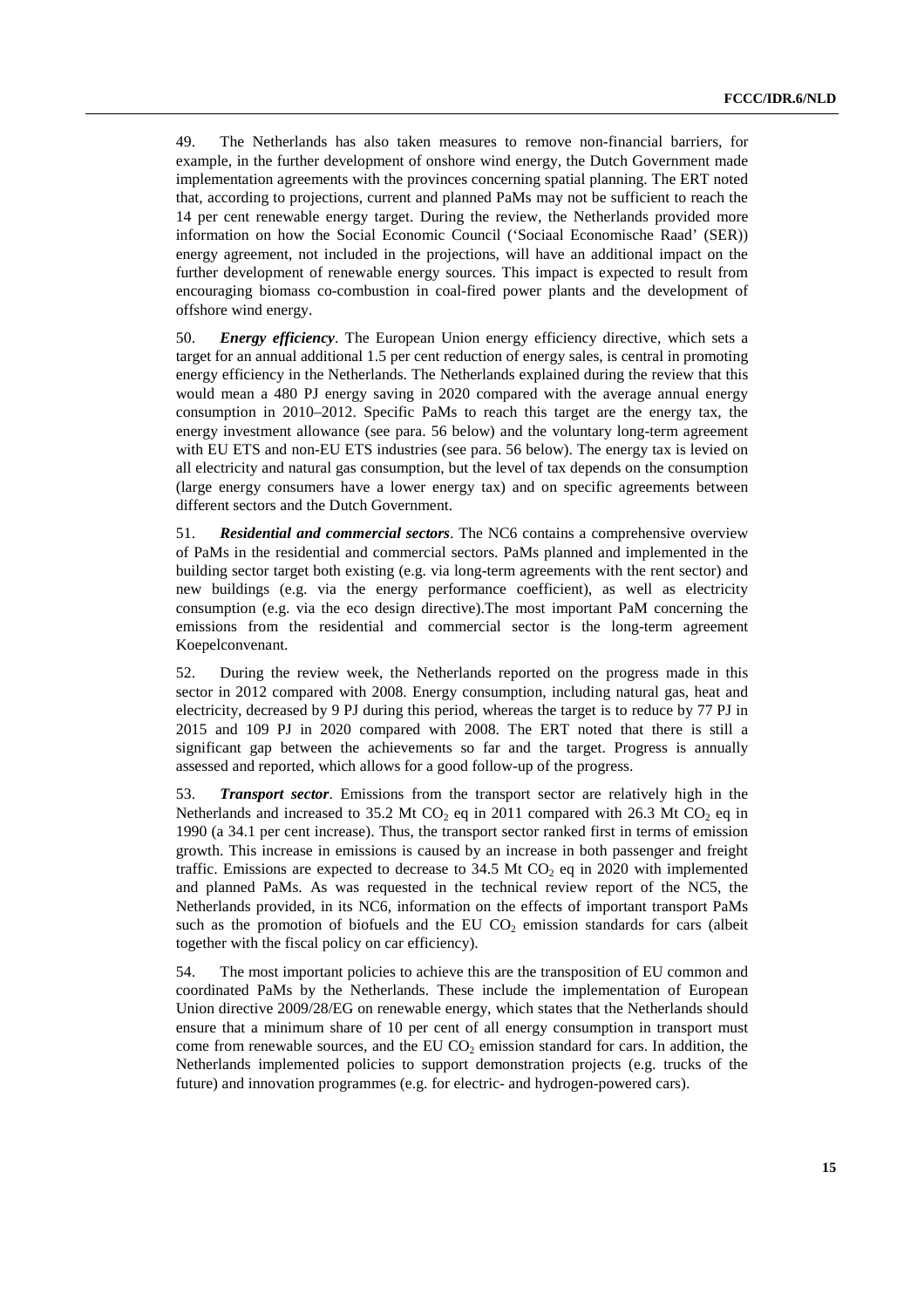49. The Netherlands has also taken measures to remove non-financial barriers, for example, in the further development of onshore wind energy, the Dutch Government made implementation agreements with the provinces concerning spatial planning. The ERT noted that, according to projections, current and planned PaMs may not be sufficient to reach the 14 per cent renewable energy target. During the review, the Netherlands provided more information on how the Social Economic Council ('Sociaal Economische Raad' (SER)) energy agreement, not included in the projections, will have an additional impact on the further development of renewable energy sources. This impact is expected to result from encouraging biomass co-combustion in coal-fired power plants and the development of offshore wind energy.

50. ***Energy efficiency***. The European Union energy efficiency directive, which sets a target for an annual additional 1.5 per cent reduction of energy sales, is central in promoting energy efficiency in the Netherlands. The Netherlands explained during the review that this would mean a 480 PJ energy saving in 2020 compared with the average annual energy consumption in 2010–2012. Specific PaMs to reach this target are the energy tax, the energy investment allowance (see para. 56 below) and the voluntary long-term agreement with EU ETS and non-EU ETS industries (see para. 56 below). The energy tax is levied on all electricity and natural gas consumption, but the level of tax depends on the consumption (large energy consumers have a lower energy tax) and on specific agreements between different sectors and the Dutch Government.

51. ***Residential and commercial sectors***. The NC6 contains a comprehensive overview of PaMs in the residential and commercial sectors. PaMs planned and implemented in the building sector target both existing (e.g. via long-term agreements with the rent sector) and new buildings (e.g. via the energy performance coefficient), as well as electricity consumption (e.g. via the eco design directive).The most important PaM concerning the emissions from the residential and commercial sector is the long-term agreement Koepelconvenant.

52. During the review week, the Netherlands reported on the progress made in this sector in 2012 compared with 2008. Energy consumption, including natural gas, heat and electricity, decreased by 9 PJ during this period, whereas the target is to reduce by 77 PJ in 2015 and 109 PJ in 2020 compared with 2008. The ERT noted that there is still a significant gap between the achievements so far and the target. Progress is annually assessed and reported, which allows for a good follow-up of the progress.

53. ***Transport sector***. Emissions from the transport sector are relatively high in the Netherlands and increased to 35.2 Mt $CO_2$ eq in 2011 compared with 26.3 Mt $CO_2$ eq in 1990 (a 34.1 per cent increase). Thus, the transport sector ranked first in terms of emission growth. This increase in emissions is caused by an increase in both passenger and freight traffic. Emissions are expected to decrease to 34.5 Mt $CO_2$ eq in 2020 with implemented and planned PaMs. As was requested in the technical review report of the NC5, the Netherlands provided, in its NC6, information on the effects of important transport PaMs such as the promotion of biofuels and the EU $CO_2$ emission standards for cars (albeit together with the fiscal policy on car efficiency).

54. The most important policies to achieve this are the transposition of EU common and coordinated PaMs by the Netherlands. These include the implementation of European Union directive 2009/28/EG on renewable energy, which states that the Netherlands should ensure that a minimum share of 10 per cent of all energy consumption in transport must come from renewable sources, and the EU $CO_2$ emission standard for cars. In addition, the Netherlands implemented policies to support demonstration projects (e.g. trucks of the future) and innovation programmes (e.g. for electric- and hydrogen-powered cars).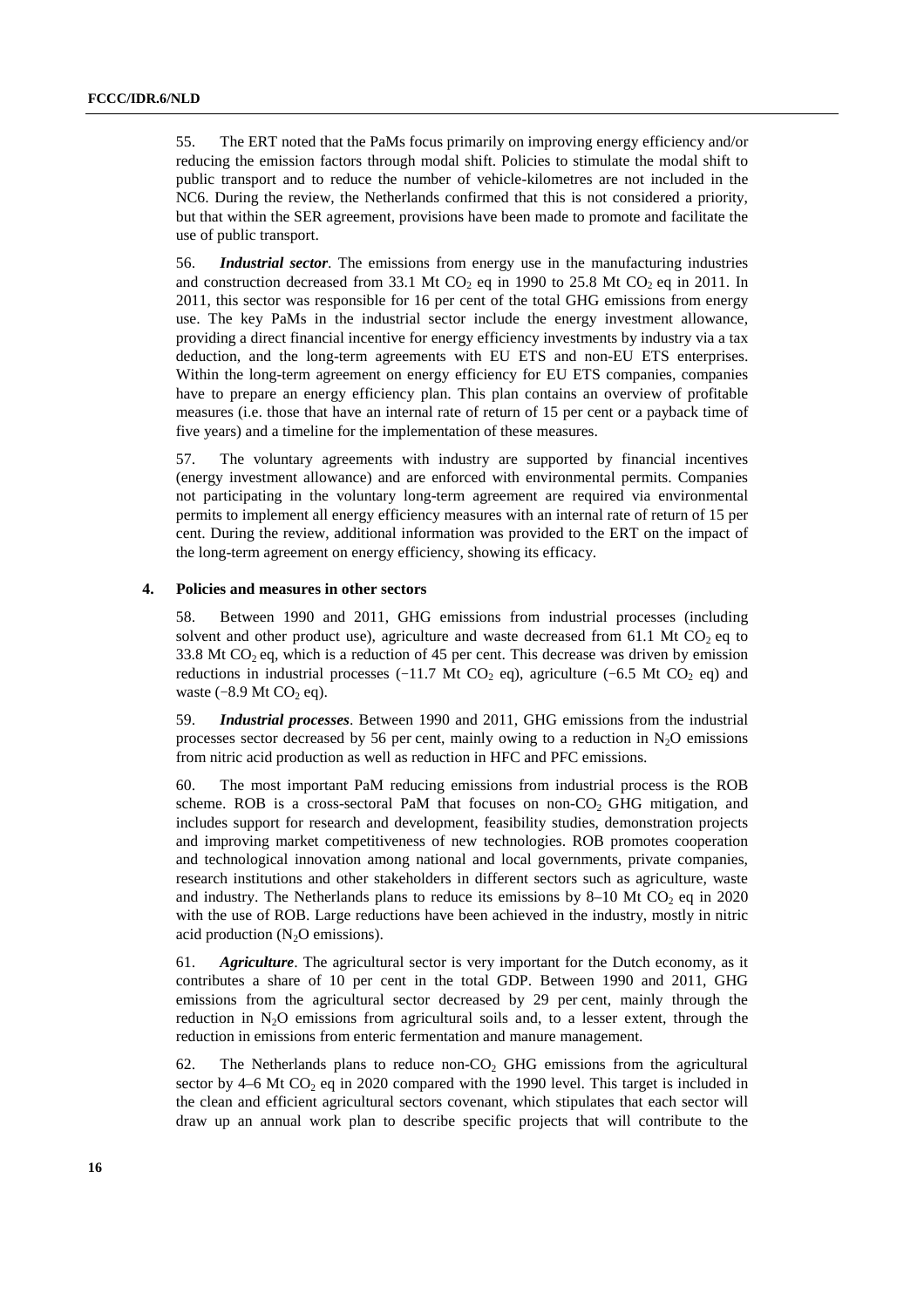55. The ERT noted that the PaMs focus primarily on improving energy efficiency and/or reducing the emission factors through modal shift. Policies to stimulate the modal shift to public transport and to reduce the number of vehicle-kilometres are not included in the NC6. During the review, the Netherlands confirmed that this is not considered a priority, but that within the SER agreement, provisions have been made to promote and facilitate the use of public transport.

56. ***Industrial sector***. The emissions from energy use in the manufacturing industries and construction decreased from 33.1 Mt $CO_2$ eq in 1990 to 25.8 Mt $CO_2$ eq in 2011. In 2011, this sector was responsible for 16 per cent of the total GHG emissions from energy use. The key PaMs in the industrial sector include the energy investment allowance, providing a direct financial incentive for energy efficiency investments by industry via a tax deduction, and the long-term agreements with EU ETS and non-EU ETS enterprises. Within the long-term agreement on energy efficiency for EU ETS companies, companies have to prepare an energy efficiency plan. This plan contains an overview of profitable measures (i.e. those that have an internal rate of return of 15 per cent or a payback time of five years) and a timeline for the implementation of these measures.

57. The voluntary agreements with industry are supported by financial incentives (energy investment allowance) and are enforced with environmental permits. Companies not participating in the voluntary long-term agreement are required via environmental permits to implement all energy efficiency measures with an internal rate of return of 15 per cent. During the review, additional information was provided to the ERT on the impact of the long-term agreement on energy efficiency, showing its efficacy.

### 4. Policies and measures in other sectors

58. Between 1990 and 2011, GHG emissions from industrial processes (including solvent and other product use), agriculture and waste decreased from 61.1 Mt $CO_2$ eq to 33.8 Mt $CO_2$ eq, which is a reduction of 45 per cent. This decrease was driven by emission reductions in industrial processes (−11.7 Mt $CO_2$ eq), agriculture (−6.5 Mt $CO_2$ eq) and waste (−8.9 Mt $CO_2$ eq).

59. ***Industrial processes***. Between 1990 and 2011, GHG emissions from the industrial processes sector decreased by 56 per cent, mainly owing to a reduction in $N_2O$ emissions from nitric acid production as well as reduction in HFC and PFC emissions.

60. The most important PaM reducing emissions from industrial process is the ROB scheme. ROB is a cross-sectoral PaM that focuses on non-$CO_2$ GHG mitigation, and includes support for research and development, feasibility studies, demonstration projects and improving market competitiveness of new technologies. ROB promotes cooperation and technological innovation among national and local governments, private companies, research institutions and other stakeholders in different sectors such as agriculture, waste and industry. The Netherlands plans to reduce its emissions by 8–10 Mt $CO_2$ eq in 2020 with the use of ROB. Large reductions have been achieved in the industry, mostly in nitric acid production ($N_2O$ emissions).

61. ***Agriculture***. The agricultural sector is very important for the Dutch economy, as it contributes a share of 10 per cent in the total GDP. Between 1990 and 2011, GHG emissions from the agricultural sector decreased by 29 per cent, mainly through the reduction in $N_2O$ emissions from agricultural soils and, to a lesser extent, through the reduction in emissions from enteric fermentation and manure management.

62. The Netherlands plans to reduce non-$CO_2$ GHG emissions from the agricultural sector by 4–6 Mt $CO_2$ eq in 2020 compared with the 1990 level. This target is included in the clean and efficient agricultural sectors covenant, which stipulates that each sector will draw up an annual work plan to describe specific projects that will contribute to the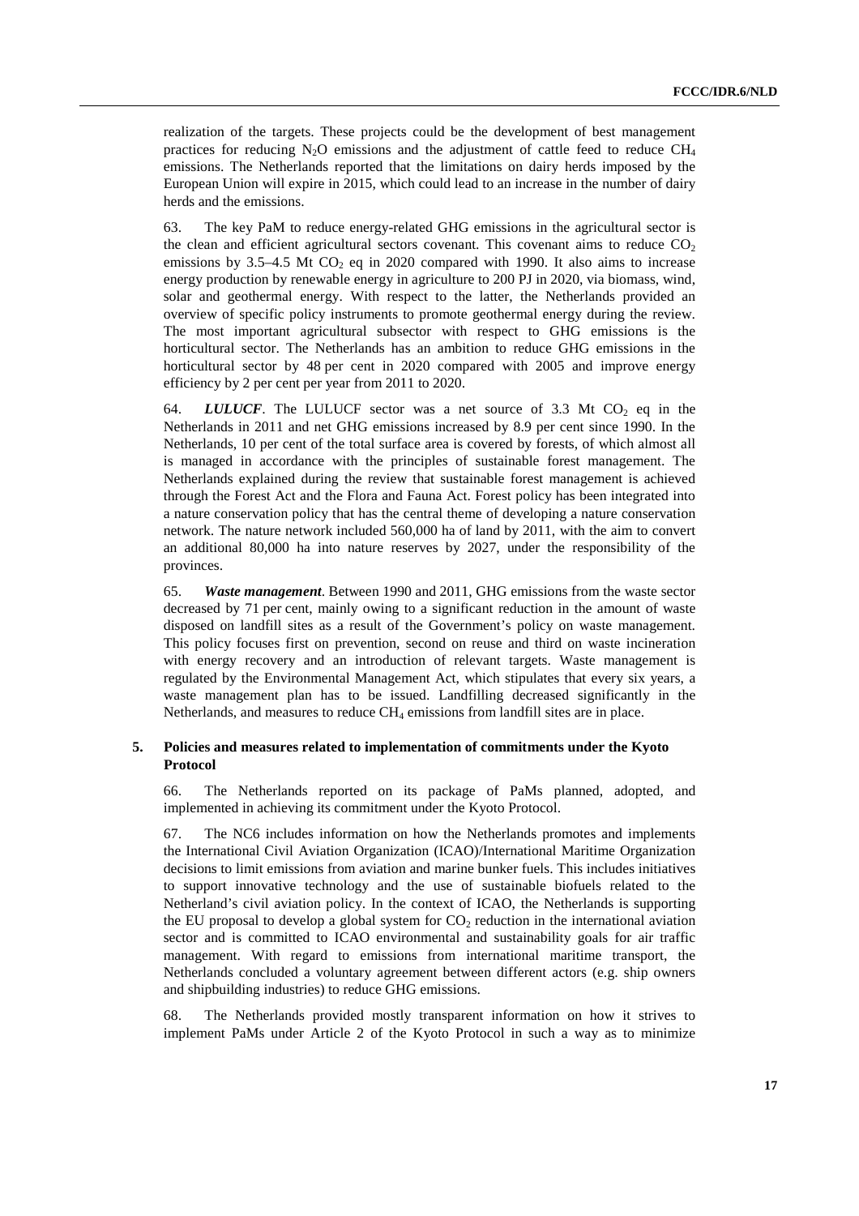realization of the targets. These projects could be the development of best management practices for reducing $N_2O$ emissions and the adjustment of cattle feed to reduce $CH_4$ emissions. The Netherlands reported that the limitations on dairy herds imposed by the European Union will expire in 2015, which could lead to an increase in the number of dairy herds and the emissions.

63. The key PaM to reduce energy-related GHG emissions in the agricultural sector is the clean and efficient agricultural sectors covenant. This covenant aims to reduce $CO_2$ emissions by 3.5–4.5 Mt $CO_2$ eq in 2020 compared with 1990. It also aims to increase energy production by renewable energy in agriculture to 200 PJ in 2020, via biomass, wind, solar and geothermal energy. With respect to the latter, the Netherlands provided an overview of specific policy instruments to promote geothermal energy during the review. The most important agricultural subsector with respect to GHG emissions is the horticultural sector. The Netherlands has an ambition to reduce GHG emissions in the horticultural sector by 48 per cent in 2020 compared with 2005 and improve energy efficiency by 2 per cent per year from 2011 to 2020.

64. ***LULUCF***. The LULUCF sector was a net source of 3.3 Mt $CO_2$ eq in the Netherlands in 2011 and net GHG emissions increased by 8.9 per cent since 1990. In the Netherlands, 10 per cent of the total surface area is covered by forests, of which almost all is managed in accordance with the principles of sustainable forest management. The Netherlands explained during the review that sustainable forest management is achieved through the Forest Act and the Flora and Fauna Act. Forest policy has been integrated into a nature conservation policy that has the central theme of developing a nature conservation network. The nature network included 560,000 ha of land by 2011, with the aim to convert an additional 80,000 ha into nature reserves by 2027, under the responsibility of the provinces.

65. ***Waste management***. Between 1990 and 2011, GHG emissions from the waste sector decreased by 71 per cent, mainly owing to a significant reduction in the amount of waste disposed on landfill sites as a result of the Government's policy on waste management. This policy focuses first on prevention, second on reuse and third on waste incineration with energy recovery and an introduction of relevant targets. Waste management is regulated by the Environmental Management Act, which stipulates that every six years, a waste management plan has to be issued. Landfilling decreased significantly in the Netherlands, and measures to reduce $CH_4$ emissions from landfill sites are in place.

### 5. Policies and measures related to implementation of commitments under the Kyoto Protocol

66. The Netherlands reported on its package of PaMs planned, adopted, and implemented in achieving its commitment under the Kyoto Protocol.

67. The NC6 includes information on how the Netherlands promotes and implements the International Civil Aviation Organization (ICAO)/International Maritime Organization decisions to limit emissions from aviation and marine bunker fuels. This includes initiatives to support innovative technology and the use of sustainable biofuels related to the Netherland's civil aviation policy. In the context of ICAO, the Netherlands is supporting the EU proposal to develop a global system for $CO_2$ reduction in the international aviation sector and is committed to ICAO environmental and sustainability goals for air traffic management. With regard to emissions from international maritime transport, the Netherlands concluded a voluntary agreement between different actors (e.g. ship owners and shipbuilding industries) to reduce GHG emissions.

68. The Netherlands provided mostly transparent information on how it strives to implement PaMs under Article 2 of the Kyoto Protocol in such a way as to minimize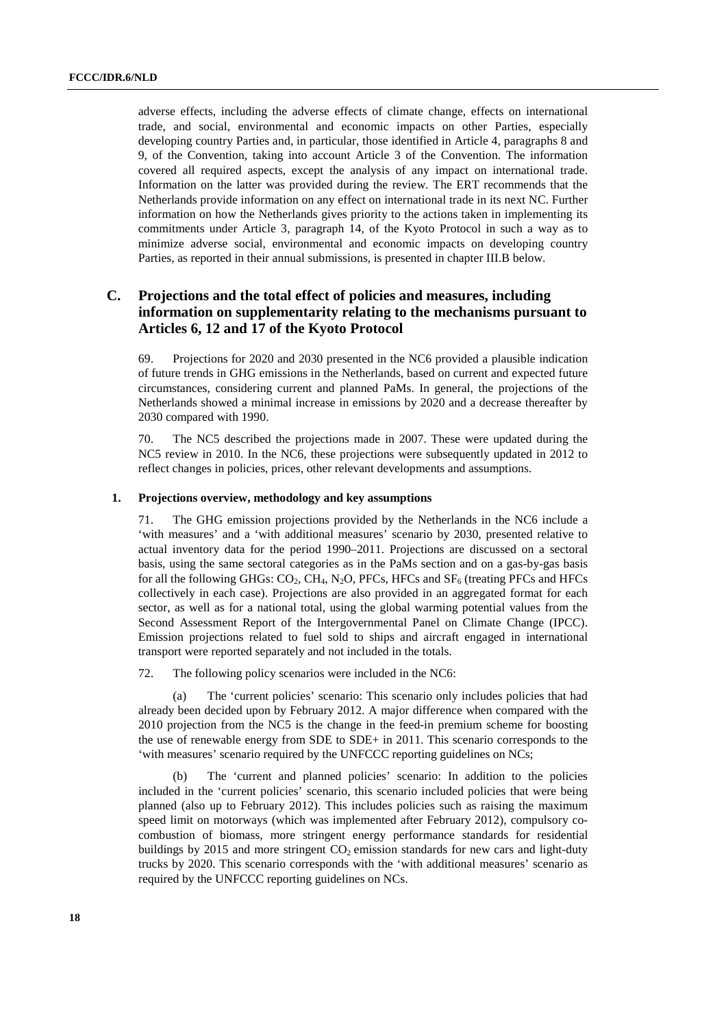adverse effects, including the adverse effects of climate change, effects on international trade, and social, environmental and economic impacts on other Parties, especially developing country Parties and, in particular, those identified in Article 4, paragraphs 8 and 9, of the Convention, taking into account Article 3 of the Convention. The information covered all required aspects, except the analysis of any impact on international trade. Information on the latter was provided during the review. The ERT recommends that the Netherlands provide information on any effect on international trade in its next NC. Further information on how the Netherlands gives priority to the actions taken in implementing its commitments under Article 3, paragraph 14, of the Kyoto Protocol in such a way as to minimize adverse social, environmental and economic impacts on developing country Parties, as reported in their annual submissions, is presented in chapter III.B below.

## C. Projections and the total effect of policies and measures, including information on supplementarity relating to the mechanisms pursuant to Articles 6, 12 and 17 of the Kyoto Protocol

69. Projections for 2020 and 2030 presented in the NC6 provided a plausible indication of future trends in GHG emissions in the Netherlands, based on current and expected future circumstances, considering current and planned PaMs. In general, the projections of the Netherlands showed a minimal increase in emissions by 2020 and a decrease thereafter by 2030 compared with 1990.

70. The NC5 described the projections made in 2007. These were updated during the NC5 review in 2010. In the NC6, these projections were subsequently updated in 2012 to reflect changes in policies, prices, other relevant developments and assumptions.

### 1. Projections overview, methodology and key assumptions

71. The GHG emission projections provided by the Netherlands in the NC6 include a 'with measures' and a 'with additional measures' scenario by 2030, presented relative to actual inventory data for the period 1990–2011. Projections are discussed on a sectoral basis, using the same sectoral categories as in the PaMs section and on a gas-by-gas basis for all the following GHGs: $CO_2$, $CH_4$, $N_2O$, PFCs, HFCs and $SF_6$ (treating PFCs and HFCs collectively in each case). Projections are also provided in an aggregated format for each sector, as well as for a national total, using the global warming potential values from the Second Assessment Report of the Intergovernmental Panel on Climate Change (IPCC). Emission projections related to fuel sold to ships and aircraft engaged in international transport were reported separately and not included in the totals.

72. The following policy scenarios were included in the NC6:

(a) The 'current policies' scenario: This scenario only includes policies that had already been decided upon by February 2012. A major difference when compared with the 2010 projection from the NC5 is the change in the feed-in premium scheme for boosting the use of renewable energy from SDE to SDE+ in 2011. This scenario corresponds to the 'with measures' scenario required by the UNFCCC reporting guidelines on NCs;

(b) The 'current and planned policies' scenario: In addition to the policies included in the 'current policies' scenario, this scenario included policies that were being planned (also up to February 2012). This includes policies such as raising the maximum speed limit on motorways (which was implemented after February 2012), compulsory co-combustion of biomass, more stringent energy performance standards for residential buildings by 2015 and more stringent $CO_2$ emission standards for new cars and light-duty trucks by 2020. This scenario corresponds with the 'with additional measures' scenario as required by the UNFCCC reporting guidelines on NCs.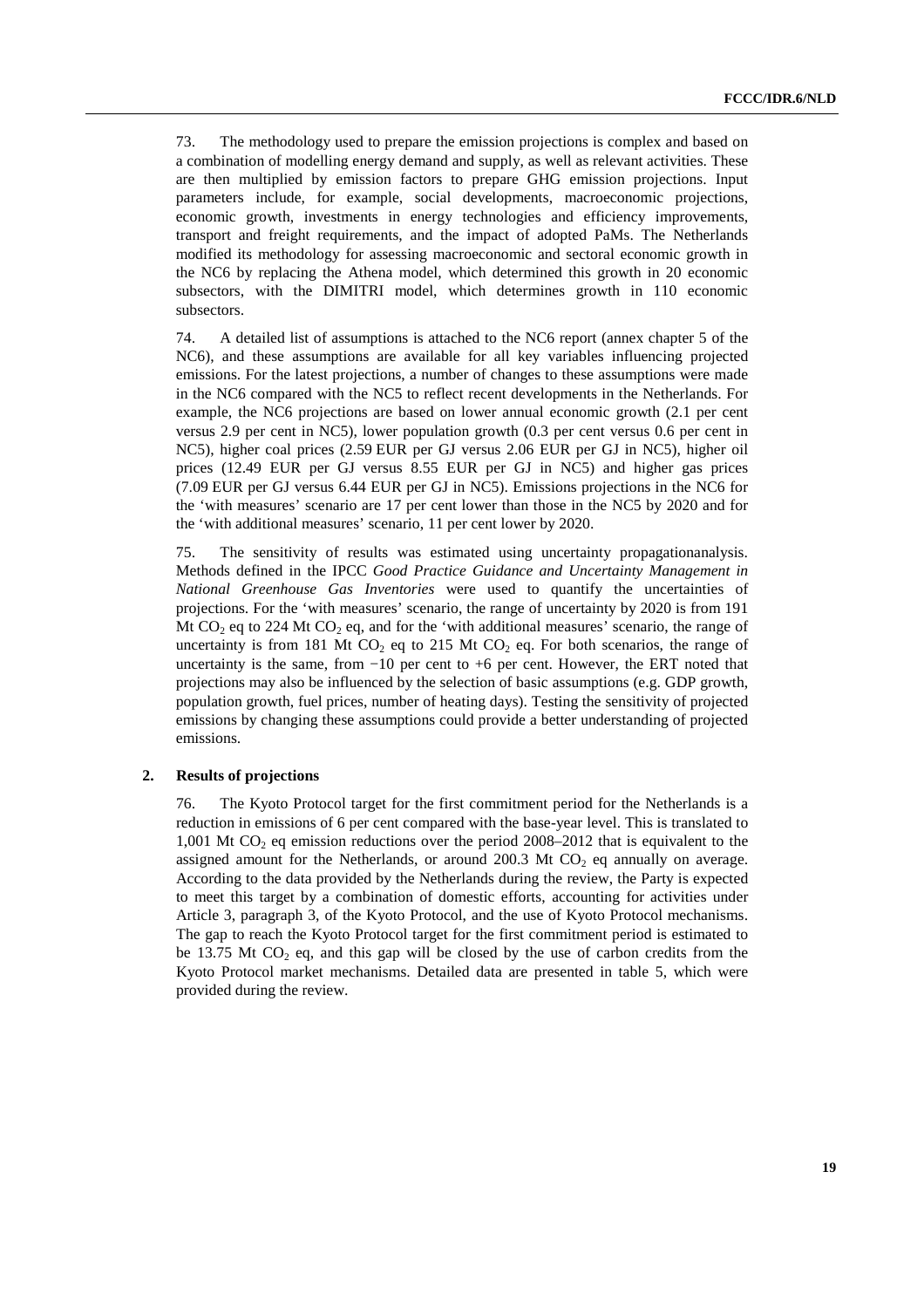73. The methodology used to prepare the emission projections is complex and based on a combination of modelling energy demand and supply, as well as relevant activities. These are then multiplied by emission factors to prepare GHG emission projections. Input parameters include, for example, social developments, macroeconomic projections, economic growth, investments in energy technologies and efficiency improvements, transport and freight requirements, and the impact of adopted PaMs. The Netherlands modified its methodology for assessing macroeconomic and sectoral economic growth in the NC6 by replacing the Athena model, which determined this growth in 20 economic subsectors, with the DIMITRI model, which determines growth in 110 economic subsectors.

74. A detailed list of assumptions is attached to the NC6 report (annex chapter 5 of the NC6), and these assumptions are available for all key variables influencing projected emissions. For the latest projections, a number of changes to these assumptions were made in the NC6 compared with the NC5 to reflect recent developments in the Netherlands. For example, the NC6 projections are based on lower annual economic growth (2.1 per cent versus 2.9 per cent in NC5), lower population growth (0.3 per cent versus 0.6 per cent in NC5), higher coal prices (2.59 EUR per GJ versus 2.06 EUR per GJ in NC5), higher oil prices (12.49 EUR per GJ versus 8.55 EUR per GJ in NC5) and higher gas prices (7.09 EUR per GJ versus 6.44 EUR per GJ in NC5). Emissions projections in the NC6 for the 'with measures' scenario are 17 per cent lower than those in the NC5 by 2020 and for the 'with additional measures' scenario, 11 per cent lower by 2020.

75. The sensitivity of results was estimated using uncertainty propagationanalysis. Methods defined in the IPCC *Good Practice Guidance and Uncertainty Management in National Greenhouse Gas Inventories* were used to quantify the uncertainties of projections. For the 'with measures' scenario, the range of uncertainty by 2020 is from 191 Mt $CO_2$ eq to 224 Mt $CO_2$ eq, and for the 'with additional measures' scenario, the range of uncertainty is from 181 Mt $CO_2$ eq to 215 Mt $CO_2$ eq. For both scenarios, the range of uncertainty is the same, from −10 per cent to +6 per cent. However, the ERT noted that projections may also be influenced by the selection of basic assumptions (e.g. GDP growth, population growth, fuel prices, number of heating days). Testing the sensitivity of projected emissions by changing these assumptions could provide a better understanding of projected emissions.

### 2. Results of projections

76. The Kyoto Protocol target for the first commitment period for the Netherlands is a reduction in emissions of 6 per cent compared with the base-year level. This is translated to 1,001 Mt $CO_2$ eq emission reductions over the period 2008–2012 that is equivalent to the assigned amount for the Netherlands, or around 200.3 Mt $CO_2$ eq annually on average. According to the data provided by the Netherlands during the review, the Party is expected to meet this target by a combination of domestic efforts, accounting for activities under Article 3, paragraph 3, of the Kyoto Protocol, and the use of Kyoto Protocol mechanisms. The gap to reach the Kyoto Protocol target for the first commitment period is estimated to be 13.75 Mt $CO_2$ eq, and this gap will be closed by the use of carbon credits from the Kyoto Protocol market mechanisms. Detailed data are presented in table 5, which were provided during the review.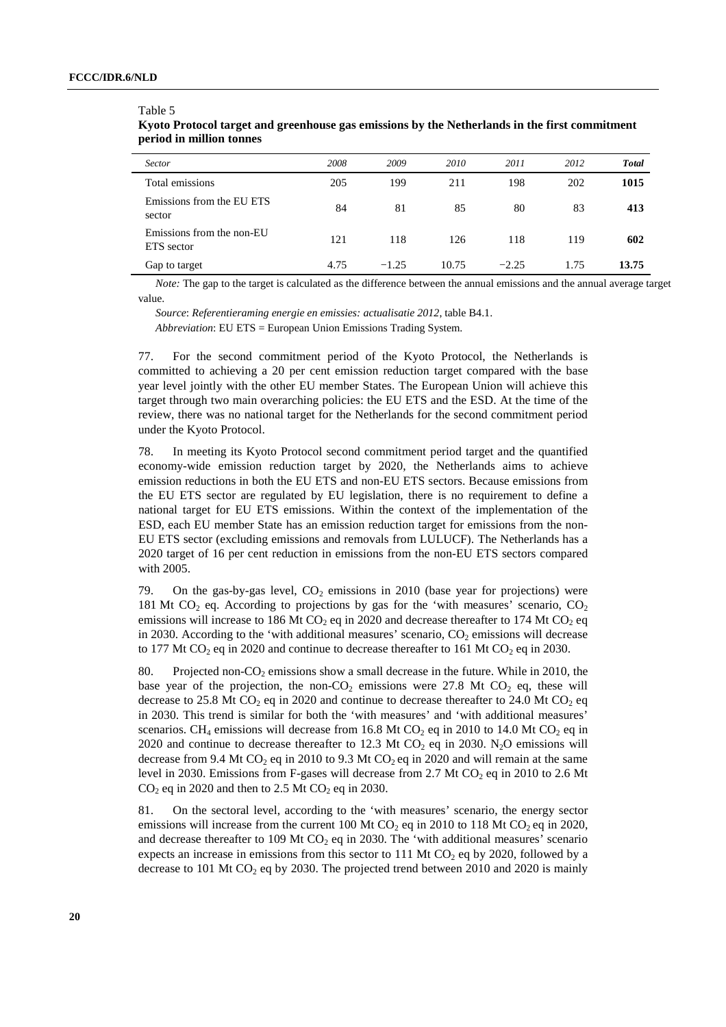Table 5

**Kyoto Protocol target and greenhouse gas emissions by the Netherlands in the first commitment period in million tonnes**

| *Sector* | *2008* | *2009* | *2010* | *2011* | *2012* | ***Total*** |
|---|---|---|---|---|---|---|
| Total emissions | 205 | 199 | 211 | 198 | 202 | **1015** |
| Emissions from the EU ETS sector | 84 | 81 | 85 | 80 | 83 | **413** |
| Emissions from the non-EU ETS sector | 121 | 118 | 126 | 118 | 119 | **602** |
| Gap to target | 4.75 | −1.25 | 10.75 | −2.25 | 1.75 | **13.75** |

*Note:* The gap to the target is calculated as the difference between the annual emissions and the annual average target value.

*Source*: *Referentieraming energie en emissies: actualisatie 2012*, table B4.1.

*Abbreviation*: EU ETS = European Union Emissions Trading System.

77. For the second commitment period of the Kyoto Protocol, the Netherlands is committed to achieving a 20 per cent emission reduction target compared with the base year level jointly with the other EU member States. The European Union will achieve this target through two main overarching policies: the EU ETS and the ESD. At the time of the review, there was no national target for the Netherlands for the second commitment period under the Kyoto Protocol.

78. In meeting its Kyoto Protocol second commitment period target and the quantified economy-wide emission reduction target by 2020, the Netherlands aims to achieve emission reductions in both the EU ETS and non-EU ETS sectors. Because emissions from the EU ETS sector are regulated by EU legislation, there is no requirement to define a national target for EU ETS emissions. Within the context of the implementation of the ESD, each EU member State has an emission reduction target for emissions from the non-EU ETS sector (excluding emissions and removals from LULUCF). The Netherlands has a 2020 target of 16 per cent reduction in emissions from the non-EU ETS sectors compared with 2005.

79. On the gas-by-gas level, $CO_2$ emissions in 2010 (base year for projections) were 181 Mt $CO_2$ eq. According to projections by gas for the 'with measures' scenario, $CO_2$ emissions will increase to 186 Mt $CO_2$ eq in 2020 and decrease thereafter to 174 Mt $CO_2$ eq in 2030. According to the 'with additional measures' scenario, $CO_2$ emissions will decrease to 177 Mt $CO_2$ eq in 2020 and continue to decrease thereafter to 161 Mt $CO_2$ eq in 2030.

80. Projected non-$CO_2$ emissions show a small decrease in the future. While in 2010, the base year of the projection, the non-$CO_2$ emissions were 27.8 Mt $CO_2$ eq, these will decrease to 25.8 Mt $CO_2$ eq in 2020 and continue to decrease thereafter to 24.0 Mt $CO_2$ eq in 2030. This trend is similar for both the 'with measures' and 'with additional measures' scenarios. $CH_4$ emissions will decrease from 16.8 Mt $CO_2$ eq in 2010 to 14.0 Mt $CO_2$ eq in 2020 and continue to decrease thereafter to 12.3 Mt $CO_2$ eq in 2030. $N_2O$ emissions will decrease from 9.4 Mt $CO_2$ eq in 2010 to 9.3 Mt $CO_2$ eq in 2020 and will remain at the same level in 2030. Emissions from F-gases will decrease from 2.7 Mt $CO_2$ eq in 2010 to 2.6 Mt $CO_2$ eq in 2020 and then to 2.5 Mt $CO_2$ eq in 2030.

81. On the sectoral level, according to the 'with measures' scenario, the energy sector emissions will increase from the current 100 Mt $CO_2$ eq in 2010 to 118 Mt $CO_2$ eq in 2020, and decrease thereafter to 109 Mt $CO_2$ eq in 2030. The 'with additional measures' scenario expects an increase in emissions from this sector to 111 Mt $CO_2$ eq by 2020, followed by a decrease to 101 Mt $CO_2$ eq by 2030. The projected trend between 2010 and 2020 is mainly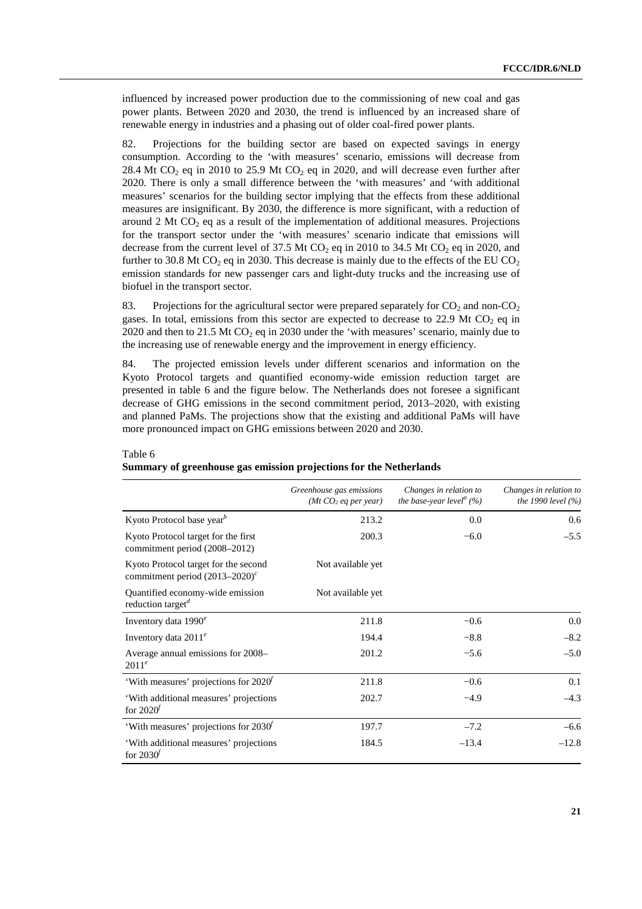influenced by increased power production due to the commissioning of new coal and gas power plants. Between 2020 and 2030, the trend is influenced by an increased share of renewable energy in industries and a phasing out of older coal-fired power plants.

82. Projections for the building sector are based on expected savings in energy consumption. According to the 'with measures' scenario, emissions will decrease from 28.4 Mt $CO_2$ eq in 2010 to 25.9 Mt $CO_2$ eq in 2020, and will decrease even further after 2020. There is only a small difference between the 'with measures' and 'with additional measures' scenarios for the building sector implying that the effects from these additional measures are insignificant. By 2030, the difference is more significant, with a reduction of around 2 Mt $CO_2$ eq as a result of the implementation of additional measures. Projections for the transport sector under the 'with measures' scenario indicate that emissions will decrease from the current level of 37.5 Mt $CO_2$ eq in 2010 to 34.5 Mt $CO_2$ eq in 2020, and further to 30.8 Mt $CO_2$ eq in 2030. This decrease is mainly due to the effects of the EU $CO_2$ emission standards for new passenger cars and light-duty trucks and the increasing use of biofuel in the transport sector.

83. Projections for the agricultural sector were prepared separately for $CO_2$ and non-$CO_2$ gases. In total, emissions from this sector are expected to decrease to 22.9 Mt $CO_2$ eq in 2020 and then to 21.5 Mt $CO_2$ eq in 2030 under the 'with measures' scenario, mainly due to the increasing use of renewable energy and the improvement in energy efficiency.

84. The projected emission levels under different scenarios and information on the Kyoto Protocol targets and quantified economy-wide emission reduction target are presented in table 6 and the figure below. The Netherlands does not foresee a significant decrease of GHG emissions in the second commitment period, 2013–2020, with existing and planned PaMs. The projections show that the existing and additional PaMs will have more pronounced impact on GHG emissions between 2020 and 2030.

Table 6
**Summary of greenhouse gas emission projections for the Netherlands**

| | *Greenhouse gas emissions (Mt $CO_2$ eq per year)* | *Changes in relation to the base-year level[a] (%)* | *Changes in relation to the 1990 level (%)* |
|---|---|---|---|
| Kyoto Protocol base year[b] | 213.2 | 0.0 | 0.6 |
| Kyoto Protocol target for the first commitment period (2008–2012) | 200.3 | −6.0 | –5.5 |
| Kyoto Protocol target for the second commitment period (2013–2020)[c] | Not available yet | | |
| Quantified economy-wide emission reduction target[d] | Not available yet | | |
| Inventory data 1990[e] | 211.8 | −0.6 | 0.0 |
| Inventory data 2011[e] | 194.4 | −8.8 | –8.2 |
| Average annual emissions for 2008–2011[e] | 201.2 | −5.6 | –5.0 |
| 'With measures' projections for 2020[f] | 211.8 | −0.6 | 0.1 |
| 'With additional measures' projections for 2020[f] | 202.7 | −4.9 | –4.3 |
| 'With measures' projections for 2030[f] | 197.7 | –7.2 | –6.6 |
| 'With additional measures' projections for 2030[f] | 184.5 | –13.4 | –12.8 |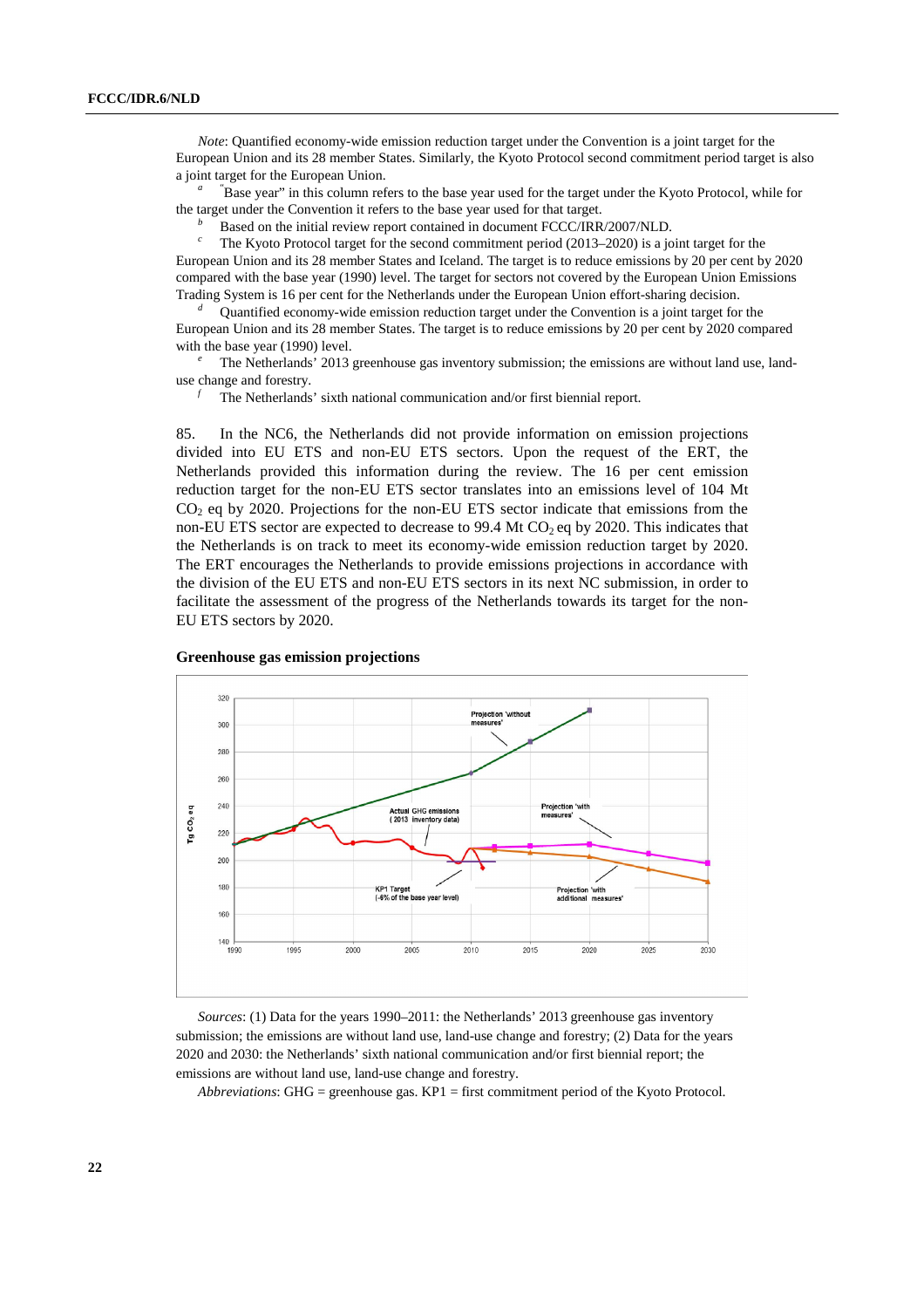*Note*: Quantified economy-wide emission reduction target under the Convention is a joint target for the European Union and its 28 member States. Similarly, the Kyoto Protocol second commitment period target is also a joint target for the European Union.

[a] "Base year" in this column refers to the base year used for the target under the Kyoto Protocol, while for the target under the Convention it refers to the base year used for that target.

[b] Based on the initial review report contained in document FCCC/IRR/2007/NLD.

[c] The Kyoto Protocol target for the second commitment period (2013–2020) is a joint target for the European Union and its 28 member States and Iceland. The target is to reduce emissions by 20 per cent by 2020 compared with the base year (1990) level. The target for sectors not covered by the European Union Emissions Trading System is 16 per cent for the Netherlands under the European Union effort-sharing decision.

[d] Quantified economy-wide emission reduction target under the Convention is a joint target for the European Union and its 28 member States. The target is to reduce emissions by 20 per cent by 2020 compared with the base year (1990) level.

[e] The Netherlands' 2013 greenhouse gas inventory submission; the emissions are without land use, land-use change and forestry.

[f] The Netherlands' sixth national communication and/or first biennial report.

85. In the NC6, the Netherlands did not provide information on emission projections divided into EU ETS and non-EU ETS sectors. Upon the request of the ERT, the Netherlands provided this information during the review. The 16 per cent emission reduction target for the non-EU ETS sector translates into an emissions level of 104 Mt $CO_2$ eq by 2020. Projections for the non-EU ETS sector indicate that emissions from the non-EU ETS sector are expected to decrease to 99.4 Mt $CO_2$ eq by 2020. This indicates that the Netherlands is on track to meet its economy-wide emission reduction target by 2020. The ERT encourages the Netherlands to provide emissions projections in accordance with the division of the EU ETS and non-EU ETS sectors in its next NC submission, in order to facilitate the assessment of the progress of the Netherlands towards its target for the non-EU ETS sectors by 2020.

**Greenhouse gas emission projections**

*Sources*: (1) Data for the years 1990–2011: the Netherlands' 2013 greenhouse gas inventory submission; the emissions are without land use, land-use change and forestry; (2) Data for the years 2020 and 2030: the Netherlands' sixth national communication and/or first biennial report; the emissions are without land use, land-use change and forestry.

*Abbreviations*: GHG = greenhouse gas. KP1 = first commitment period of the Kyoto Protocol.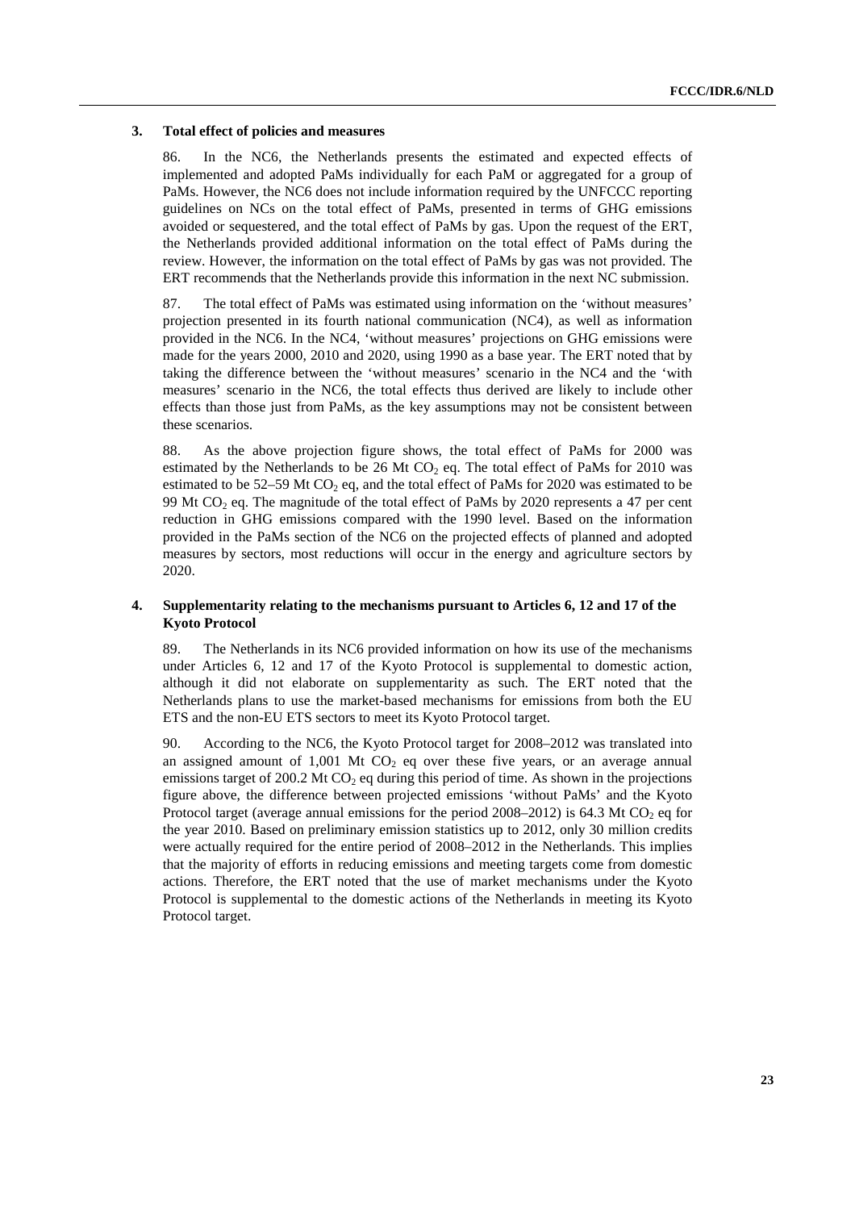### 3. Total effect of policies and measures

86. In the NC6, the Netherlands presents the estimated and expected effects of implemented and adopted PaMs individually for each PaM or aggregated for a group of PaMs. However, the NC6 does not include information required by the UNFCCC reporting guidelines on NCs on the total effect of PaMs, presented in terms of GHG emissions avoided or sequestered, and the total effect of PaMs by gas. Upon the request of the ERT, the Netherlands provided additional information on the total effect of PaMs during the review. However, the information on the total effect of PaMs by gas was not provided. The ERT recommends that the Netherlands provide this information in the next NC submission.

87. The total effect of PaMs was estimated using information on the 'without measures' projection presented in its fourth national communication (NC4), as well as information provided in the NC6. In the NC4, 'without measures' projections on GHG emissions were made for the years 2000, 2010 and 2020, using 1990 as a base year. The ERT noted that by taking the difference between the 'without measures' scenario in the NC4 and the 'with measures' scenario in the NC6, the total effects thus derived are likely to include other effects than those just from PaMs, as the key assumptions may not be consistent between these scenarios.

88. As the above projection figure shows, the total effect of PaMs for 2000 was estimated by the Netherlands to be 26 Mt $CO_2$ eq. The total effect of PaMs for 2010 was estimated to be 52–59 Mt $CO_2$ eq, and the total effect of PaMs for 2020 was estimated to be 99 Mt $CO_2$ eq. The magnitude of the total effect of PaMs by 2020 represents a 47 per cent reduction in GHG emissions compared with the 1990 level. Based on the information provided in the PaMs section of the NC6 on the projected effects of planned and adopted measures by sectors, most reductions will occur in the energy and agriculture sectors by 2020.

### 4. Supplementarity relating to the mechanisms pursuant to Articles 6, 12 and 17 of the Kyoto Protocol

89. The Netherlands in its NC6 provided information on how its use of the mechanisms under Articles 6, 12 and 17 of the Kyoto Protocol is supplemental to domestic action, although it did not elaborate on supplementarity as such. The ERT noted that the Netherlands plans to use the market-based mechanisms for emissions from both the EU ETS and the non-EU ETS sectors to meet its Kyoto Protocol target.

90. According to the NC6, the Kyoto Protocol target for 2008–2012 was translated into an assigned amount of 1,001 Mt $CO_2$ eq over these five years, or an average annual emissions target of 200.2 Mt $CO_2$ eq during this period of time. As shown in the projections figure above, the difference between projected emissions 'without PaMs' and the Kyoto Protocol target (average annual emissions for the period 2008–2012) is 64.3 Mt $CO_2$ eq for the year 2010. Based on preliminary emission statistics up to 2012, only 30 million credits were actually required for the entire period of 2008–2012 in the Netherlands. This implies that the majority of efforts in reducing emissions and meeting targets come from domestic actions. Therefore, the ERT noted that the use of market mechanisms under the Kyoto Protocol is supplemental to the domestic actions of the Netherlands in meeting its Kyoto Protocol target.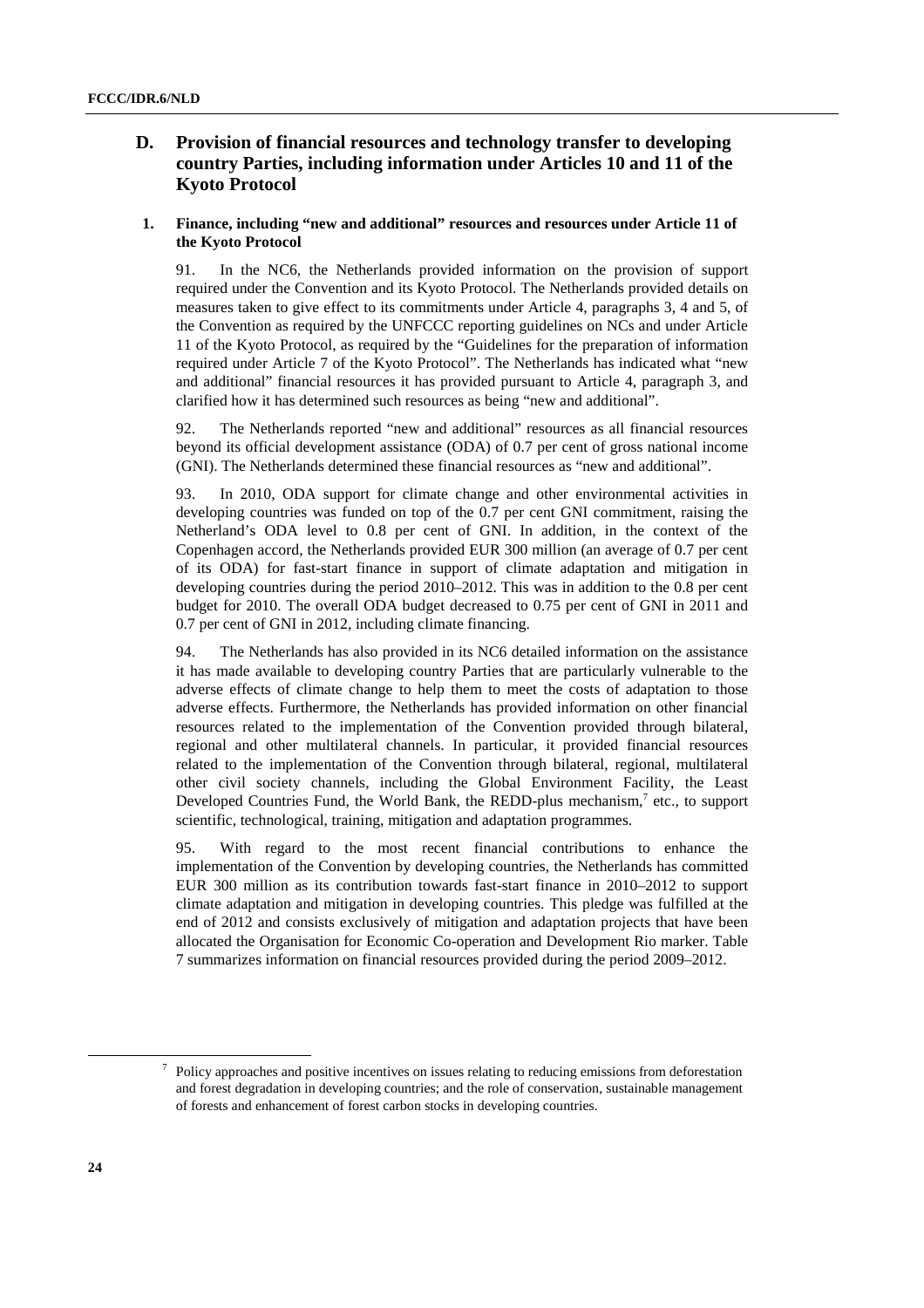## D. Provision of financial resources and technology transfer to developing country Parties, including information under Articles 10 and 11 of the Kyoto Protocol

### 1. Finance, including "new and additional" resources and resources under Article 11 of the Kyoto Protocol

91. In the NC6, the Netherlands provided information on the provision of support required under the Convention and its Kyoto Protocol. The Netherlands provided details on measures taken to give effect to its commitments under Article 4, paragraphs 3, 4 and 5, of the Convention as required by the UNFCCC reporting guidelines on NCs and under Article 11 of the Kyoto Protocol, as required by the "Guidelines for the preparation of information required under Article 7 of the Kyoto Protocol". The Netherlands has indicated what "new and additional" financial resources it has provided pursuant to Article 4, paragraph 3, and clarified how it has determined such resources as being "new and additional".

92. The Netherlands reported "new and additional" resources as all financial resources beyond its official development assistance (ODA) of 0.7 per cent of gross national income (GNI). The Netherlands determined these financial resources as "new and additional".

93. In 2010, ODA support for climate change and other environmental activities in developing countries was funded on top of the 0.7 per cent GNI commitment, raising the Netherland's ODA level to 0.8 per cent of GNI. In addition, in the context of the Copenhagen accord, the Netherlands provided EUR 300 million (an average of 0.7 per cent of its ODA) for fast-start finance in support of climate adaptation and mitigation in developing countries during the period 2010–2012. This was in addition to the 0.8 per cent budget for 2010. The overall ODA budget decreased to 0.75 per cent of GNI in 2011 and 0.7 per cent of GNI in 2012, including climate financing.

94. The Netherlands has also provided in its NC6 detailed information on the assistance it has made available to developing country Parties that are particularly vulnerable to the adverse effects of climate change to help them to meet the costs of adaptation to those adverse effects. Furthermore, the Netherlands has provided information on other financial resources related to the implementation of the Convention provided through bilateral, regional and other multilateral channels. In particular, it provided financial resources related to the implementation of the Convention through bilateral, regional, multilateral other civil society channels, including the Global Environment Facility, the Least Developed Countries Fund, the World Bank, the REDD-plus mechanism,[7] etc., to support scientific, technological, training, mitigation and adaptation programmes.

95. With regard to the most recent financial contributions to enhance the implementation of the Convention by developing countries, the Netherlands has committed EUR 300 million as its contribution towards fast-start finance in 2010–2012 to support climate adaptation and mitigation in developing countries. This pledge was fulfilled at the end of 2012 and consists exclusively of mitigation and adaptation projects that have been allocated the Organisation for Economic Co-operation and Development Rio marker. Table 7 summarizes information on financial resources provided during the period 2009–2012.

[7] Policy approaches and positive incentives on issues relating to reducing emissions from deforestation and forest degradation in developing countries; and the role of conservation, sustainable management of forests and enhancement of forest carbon stocks in developing countries.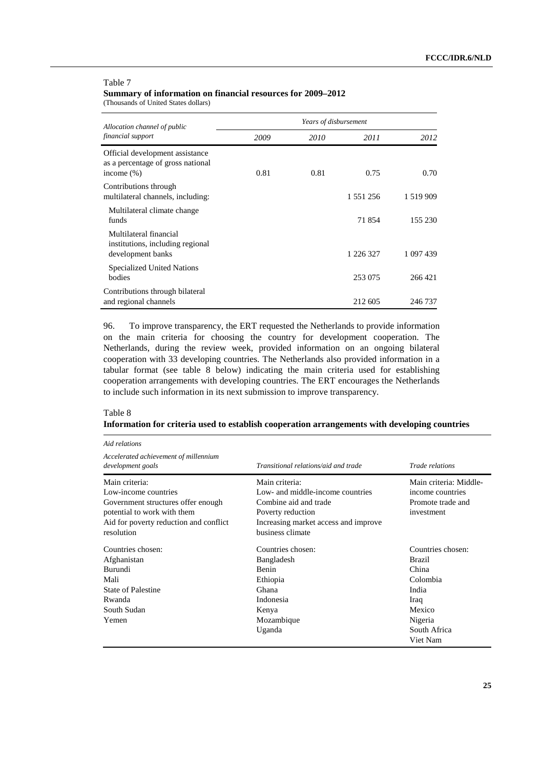Table 7
**Summary of information on financial resources for 2009–2012**
(Thousands of United States dollars)

| *Allocation channel of public financial support* | *Years of disbursement* | | | |
|---|---|---|---|---|
| | *2009* | *2010* | *2011* | *2012* |
| Official development assistance as a percentage of gross national income (%) | 0.81 | 0.81 | 0.75 | 0.70 |
| Contributions through multilateral channels, including: | | | 1 551 256 | 1 519 909 |
| Multilateral climate change funds | | | 71 854 | 155 230 |
| Multilateral financial institutions, including regional development banks | | | 1 226 327 | 1 097 439 |
| Specialized United Nations bodies | | | 253 075 | 266 421 |
| Contributions through bilateral and regional channels | | | 212 605 | 246 737 |

96. To improve transparency, the ERT requested the Netherlands to provide information on the main criteria for choosing the country for development cooperation. The Netherlands, during the review week, provided information on an ongoing bilateral cooperation with 33 developing countries. The Netherlands also provided information in a tabular format (see table 8 below) indicating the main criteria used for establishing cooperation arrangements with developing countries. The ERT encourages the Netherlands to include such information in its next submission to improve transparency.

Table 8
**Information for criteria used to establish cooperation arrangements with developing countries**

| *Aid relations* | | |
|---|---|---|
| *Accelerated achievement of millennium development goals* | *Transitional relations/aid and trade* | *Trade relations* |
| Main criteria:<br>Low-income countries<br>Government structures offer enough potential to work with them<br>Aid for poverty reduction and conflict resolution | Main criteria:<br>Low- and middle-income countries<br>Combine aid and trade<br>Poverty reduction<br>Increasing market access and improve business climate | Main criteria: Middle-income countries<br>Promote trade and investment |
| Countries chosen:<br>Afghanistan<br>Burundi<br>Mali<br>State of Palestine<br>Rwanda<br>South Sudan<br>Yemen | Countries chosen:<br>Bangladesh<br>Benin<br>Ethiopia<br>Ghana<br>Indonesia<br>Kenya<br>Mozambique<br>Uganda | Countries chosen:<br>Brazil<br>China<br>Colombia<br>India<br>Iraq<br>Mexico<br>Nigeria<br>South Africa<br>Viet Nam |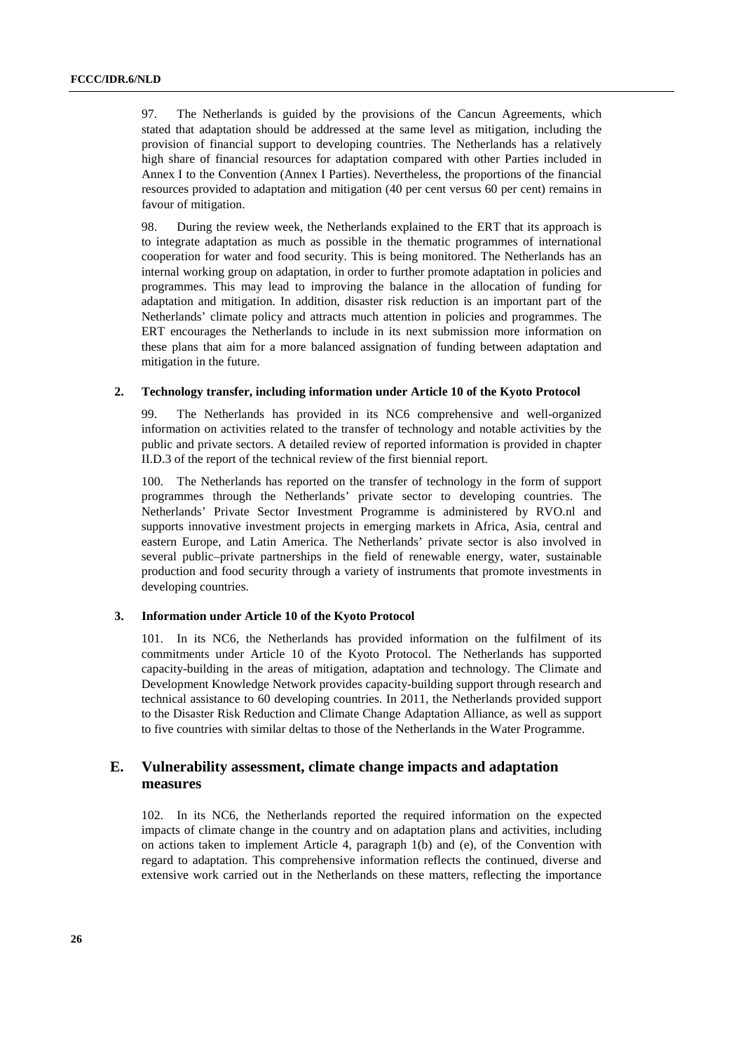97. The Netherlands is guided by the provisions of the Cancun Agreements, which stated that adaptation should be addressed at the same level as mitigation, including the provision of financial support to developing countries. The Netherlands has a relatively high share of financial resources for adaptation compared with other Parties included in Annex I to the Convention (Annex I Parties). Nevertheless, the proportions of the financial resources provided to adaptation and mitigation (40 per cent versus 60 per cent) remains in favour of mitigation.

98. During the review week, the Netherlands explained to the ERT that its approach is to integrate adaptation as much as possible in the thematic programmes of international cooperation for water and food security. This is being monitored. The Netherlands has an internal working group on adaptation, in order to further promote adaptation in policies and programmes. This may lead to improving the balance in the allocation of funding for adaptation and mitigation. In addition, disaster risk reduction is an important part of the Netherlands' climate policy and attracts much attention in policies and programmes. The ERT encourages the Netherlands to include in its next submission more information on these plans that aim for a more balanced assignation of funding between adaptation and mitigation in the future.

### 2. Technology transfer, including information under Article 10 of the Kyoto Protocol

99. The Netherlands has provided in its NC6 comprehensive and well-organized information on activities related to the transfer of technology and notable activities by the public and private sectors. A detailed review of reported information is provided in chapter II.D.3 of the report of the technical review of the first biennial report.

100. The Netherlands has reported on the transfer of technology in the form of support programmes through the Netherlands' private sector to developing countries. The Netherlands' Private Sector Investment Programme is administered by RVO.nl and supports innovative investment projects in emerging markets in Africa, Asia, central and eastern Europe, and Latin America. The Netherlands' private sector is also involved in several public–private partnerships in the field of renewable energy, water, sustainable production and food security through a variety of instruments that promote investments in developing countries.

### 3. Information under Article 10 of the Kyoto Protocol

101. In its NC6, the Netherlands has provided information on the fulfilment of its commitments under Article 10 of the Kyoto Protocol. The Netherlands has supported capacity-building in the areas of mitigation, adaptation and technology. The Climate and Development Knowledge Network provides capacity-building support through research and technical assistance to 60 developing countries. In 2011, the Netherlands provided support to the Disaster Risk Reduction and Climate Change Adaptation Alliance, as well as support to five countries with similar deltas to those of the Netherlands in the Water Programme.

## E. Vulnerability assessment, climate change impacts and adaptation measures

102. In its NC6, the Netherlands reported the required information on the expected impacts of climate change in the country and on adaptation plans and activities, including on actions taken to implement Article 4, paragraph 1(b) and (e), of the Convention with regard to adaptation. This comprehensive information reflects the continued, diverse and extensive work carried out in the Netherlands on these matters, reflecting the importance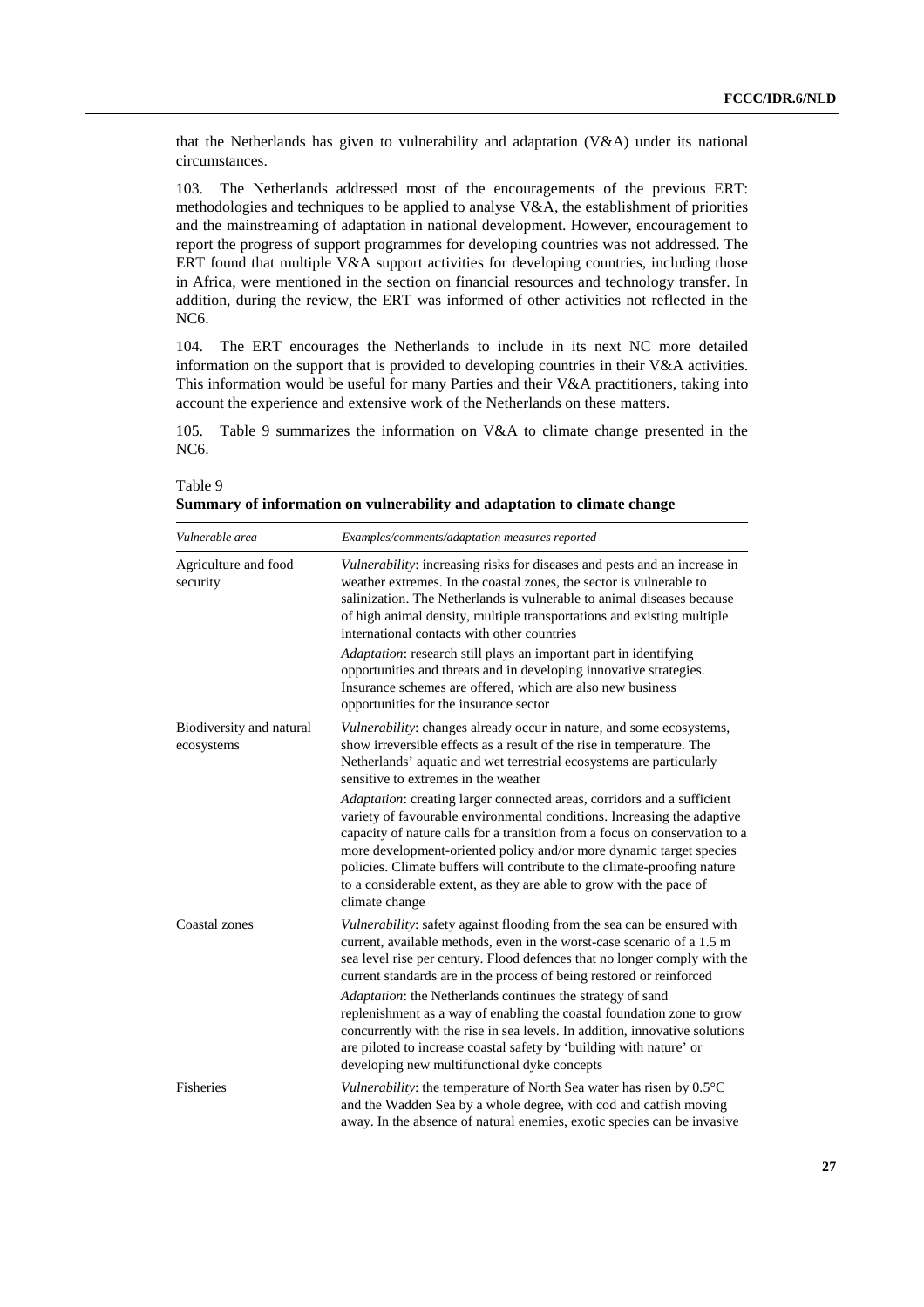that the Netherlands has given to vulnerability and adaptation (V&A) under its national circumstances.

103. The Netherlands addressed most of the encouragements of the previous ERT: methodologies and techniques to be applied to analyse V&A, the establishment of priorities and the mainstreaming of adaptation in national development. However, encouragement to report the progress of support programmes for developing countries was not addressed. The ERT found that multiple V&A support activities for developing countries, including those in Africa, were mentioned in the section on financial resources and technology transfer. In addition, during the review, the ERT was informed of other activities not reflected in the NC6.

104. The ERT encourages the Netherlands to include in its next NC more detailed information on the support that is provided to developing countries in their V&A activities. This information would be useful for many Parties and their V&A practitioners, taking into account the experience and extensive work of the Netherlands on these matters.

105. Table 9 summarizes the information on V&A to climate change presented in the NC6.

Table 9
**Summary of information on vulnerability and adaptation to climate change**

| *Vulnerable area* | *Examples/comments/adaptation measures reported* |
|---|---|
| Agriculture and food security | *Vulnerability*: increasing risks for diseases and pests and an increase in weather extremes. In the coastal zones, the sector is vulnerable to salinization. The Netherlands is vulnerable to animal diseases because of high animal density, multiple transportations and existing multiple international contacts with other countries<br>*Adaptation*: research still plays an important part in identifying opportunities and threats and in developing innovative strategies. Insurance schemes are offered, which are also new business opportunities for the insurance sector |
| Biodiversity and natural ecosystems | *Vulnerability*: changes already occur in nature, and some ecosystems, show irreversible effects as a result of the rise in temperature. The Netherlands' aquatic and wet terrestrial ecosystems are particularly sensitive to extremes in the weather<br>*Adaptation*: creating larger connected areas, corridors and a sufficient variety of favourable environmental conditions. Increasing the adaptive capacity of nature calls for a transition from a focus on conservation to a more development-oriented policy and/or more dynamic target species policies. Climate buffers will contribute to the climate-proofing nature to a considerable extent, as they are able to grow with the pace of climate change |
| Coastal zones | *Vulnerability*: safety against flooding from the sea can be ensured with current, available methods, even in the worst-case scenario of a 1.5 m sea level rise per century. Flood defences that no longer comply with the current standards are in the process of being restored or reinforced<br>*Adaptation*: the Netherlands continues the strategy of sand replenishment as a way of enabling the coastal foundation zone to grow concurrently with the rise in sea levels. In addition, innovative solutions are piloted to increase coastal safety by 'building with nature' or developing new multifunctional dyke concepts |
| Fisheries | *Vulnerability*: the temperature of North Sea water has risen by 0.5°C and the Wadden Sea by a whole degree, with cod and catfish moving away. In the absence of natural enemies, exotic species can be invasive |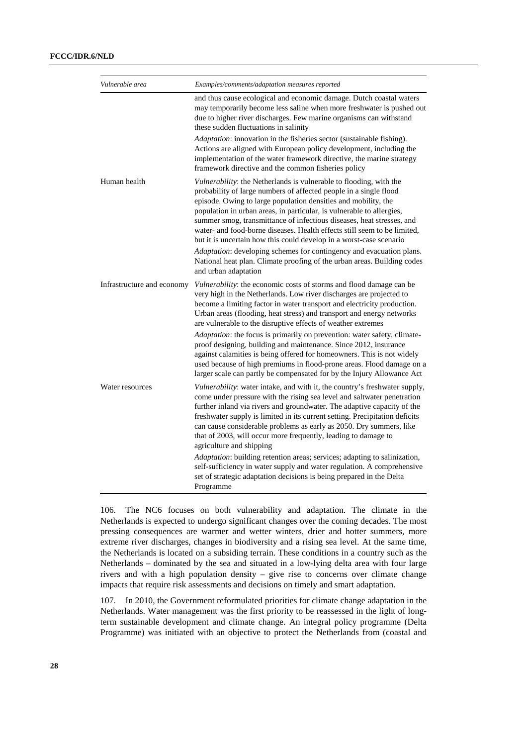| *Vulnerable area* | *Examples/comments/adaptation measures reported* |
|---|---|
| | and thus cause ecological and economic damage. Dutch coastal waters may temporarily become less saline when more freshwater is pushed out due to higher river discharges. Few marine organisms can withstand these sudden fluctuations in salinity<br>*Adaptation*: innovation in the fisheries sector (sustainable fishing). Actions are aligned with European policy development, including the implementation of the water framework directive, the marine strategy framework directive and the common fisheries policy |
| Human health | *Vulnerability*: the Netherlands is vulnerable to flooding, with the probability of large numbers of affected people in a single flood episode. Owing to large population densities and mobility, the population in urban areas, in particular, is vulnerable to allergies, summer smog, transmittance of infectious diseases, heat stresses, and water- and food-borne diseases. Health effects still seem to be limited, but it is uncertain how this could develop in a worst-case scenario<br>*Adaptation*: developing schemes for contingency and evacuation plans. National heat plan. Climate proofing of the urban areas. Building codes and urban adaptation |
| Infrastructure and economy | *Vulnerability*: the economic costs of storms and flood damage can be very high in the Netherlands. Low river discharges are projected to become a limiting factor in water transport and electricity production. Urban areas (flooding, heat stress) and transport and energy networks are vulnerable to the disruptive effects of weather extremes<br>*Adaptation*: the focus is primarily on prevention: water safety, climate-proof designing, building and maintenance. Since 2012, insurance against calamities is being offered for homeowners. This is not widely used because of high premiums in flood-prone areas. Flood damage on a larger scale can partly be compensated for by the Injury Allowance Act |
| Water resources | *Vulnerability*: water intake, and with it, the country's freshwater supply, come under pressure with the rising sea level and saltwater penetration further inland via rivers and groundwater. The adaptive capacity of the freshwater supply is limited in its current setting. Precipitation deficits can cause considerable problems as early as 2050. Dry summers, like that of 2003, will occur more frequently, leading to damage to agriculture and shipping<br>*Adaptation*: building retention areas; services; adapting to salinization, self-sufficiency in water supply and water regulation. A comprehensive set of strategic adaptation decisions is being prepared in the Delta Programme |

106. The NC6 focuses on both vulnerability and adaptation. The climate in the Netherlands is expected to undergo significant changes over the coming decades. The most pressing consequences are warmer and wetter winters, drier and hotter summers, more extreme river discharges, changes in biodiversity and a rising sea level. At the same time, the Netherlands is located on a subsiding terrain. These conditions in a country such as the Netherlands – dominated by the sea and situated in a low-lying delta area with four large rivers and with a high population density – give rise to concerns over climate change impacts that require risk assessments and decisions on timely and smart adaptation.

107. In 2010, the Government reformulated priorities for climate change adaptation in the Netherlands. Water management was the first priority to be reassessed in the light of long-term sustainable development and climate change. An integral policy programme (Delta Programme) was initiated with an objective to protect the Netherlands from (coastal and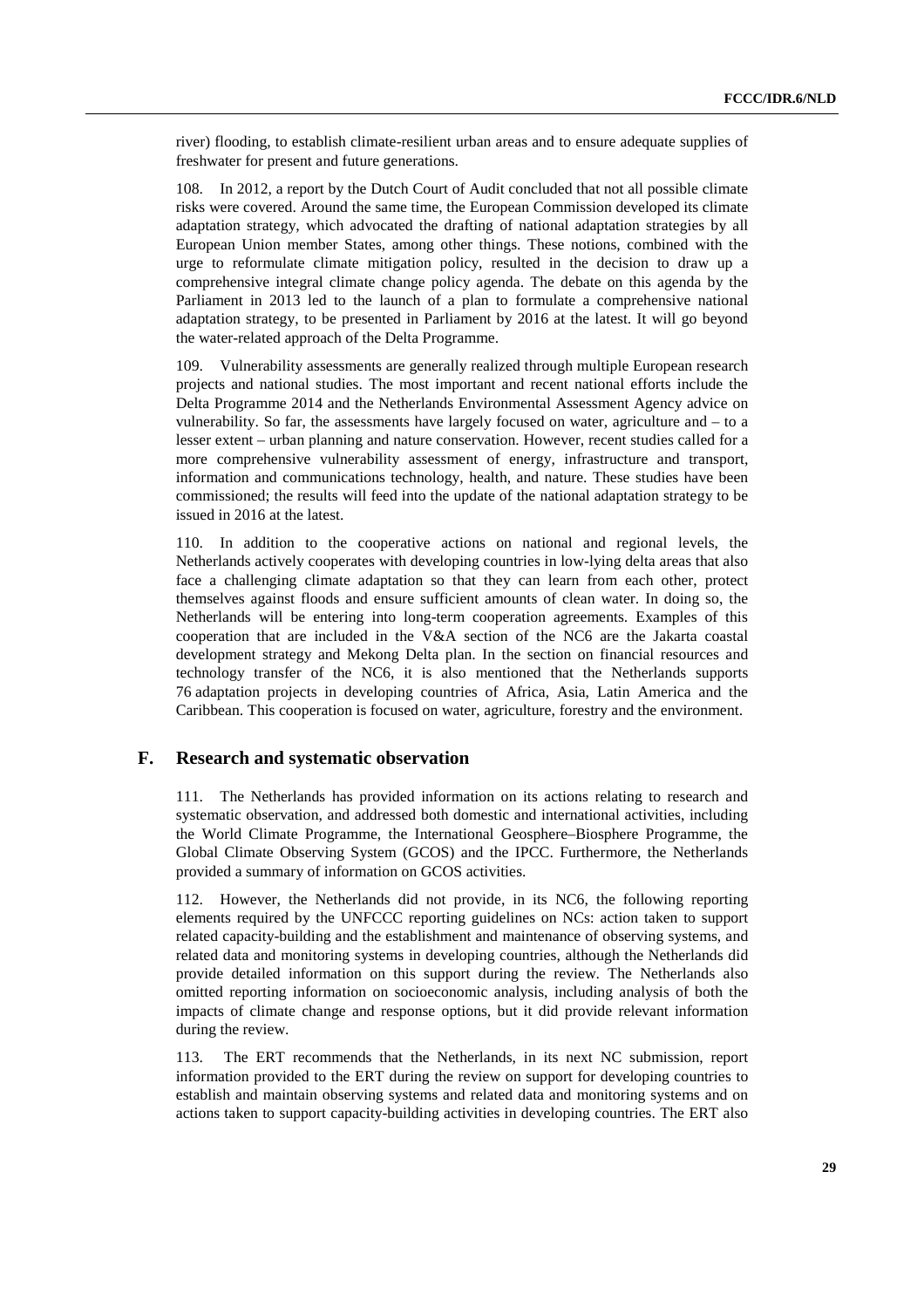river) flooding, to establish climate-resilient urban areas and to ensure adequate supplies of freshwater for present and future generations.

108. In 2012, a report by the Dutch Court of Audit concluded that not all possible climate risks were covered. Around the same time, the European Commission developed its climate adaptation strategy, which advocated the drafting of national adaptation strategies by all European Union member States, among other things. These notions, combined with the urge to reformulate climate mitigation policy, resulted in the decision to draw up a comprehensive integral climate change policy agenda. The debate on this agenda by the Parliament in 2013 led to the launch of a plan to formulate a comprehensive national adaptation strategy, to be presented in Parliament by 2016 at the latest. It will go beyond the water-related approach of the Delta Programme.

109. Vulnerability assessments are generally realized through multiple European research projects and national studies. The most important and recent national efforts include the Delta Programme 2014 and the Netherlands Environmental Assessment Agency advice on vulnerability. So far, the assessments have largely focused on water, agriculture and – to a lesser extent – urban planning and nature conservation. However, recent studies called for a more comprehensive vulnerability assessment of energy, infrastructure and transport, information and communications technology, health, and nature. These studies have been commissioned; the results will feed into the update of the national adaptation strategy to be issued in 2016 at the latest.

110. In addition to the cooperative actions on national and regional levels, the Netherlands actively cooperates with developing countries in low-lying delta areas that also face a challenging climate adaptation so that they can learn from each other, protect themselves against floods and ensure sufficient amounts of clean water. In doing so, the Netherlands will be entering into long-term cooperation agreements. Examples of this cooperation that are included in the V&A section of the NC6 are the Jakarta coastal development strategy and Mekong Delta plan. In the section on financial resources and technology transfer of the NC6, it is also mentioned that the Netherlands supports 76 adaptation projects in developing countries of Africa, Asia, Latin America and the Caribbean. This cooperation is focused on water, agriculture, forestry and the environment.

## F. Research and systematic observation

111. The Netherlands has provided information on its actions relating to research and systematic observation, and addressed both domestic and international activities, including the World Climate Programme, the International Geosphere–Biosphere Programme, the Global Climate Observing System (GCOS) and the IPCC. Furthermore, the Netherlands provided a summary of information on GCOS activities.

112. However, the Netherlands did not provide, in its NC6, the following reporting elements required by the UNFCCC reporting guidelines on NCs: action taken to support related capacity-building and the establishment and maintenance of observing systems, and related data and monitoring systems in developing countries, although the Netherlands did provide detailed information on this support during the review. The Netherlands also omitted reporting information on socioeconomic analysis, including analysis of both the impacts of climate change and response options, but it did provide relevant information during the review.

113. The ERT recommends that the Netherlands, in its next NC submission, report information provided to the ERT during the review on support for developing countries to establish and maintain observing systems and related data and monitoring systems and on actions taken to support capacity-building activities in developing countries. The ERT also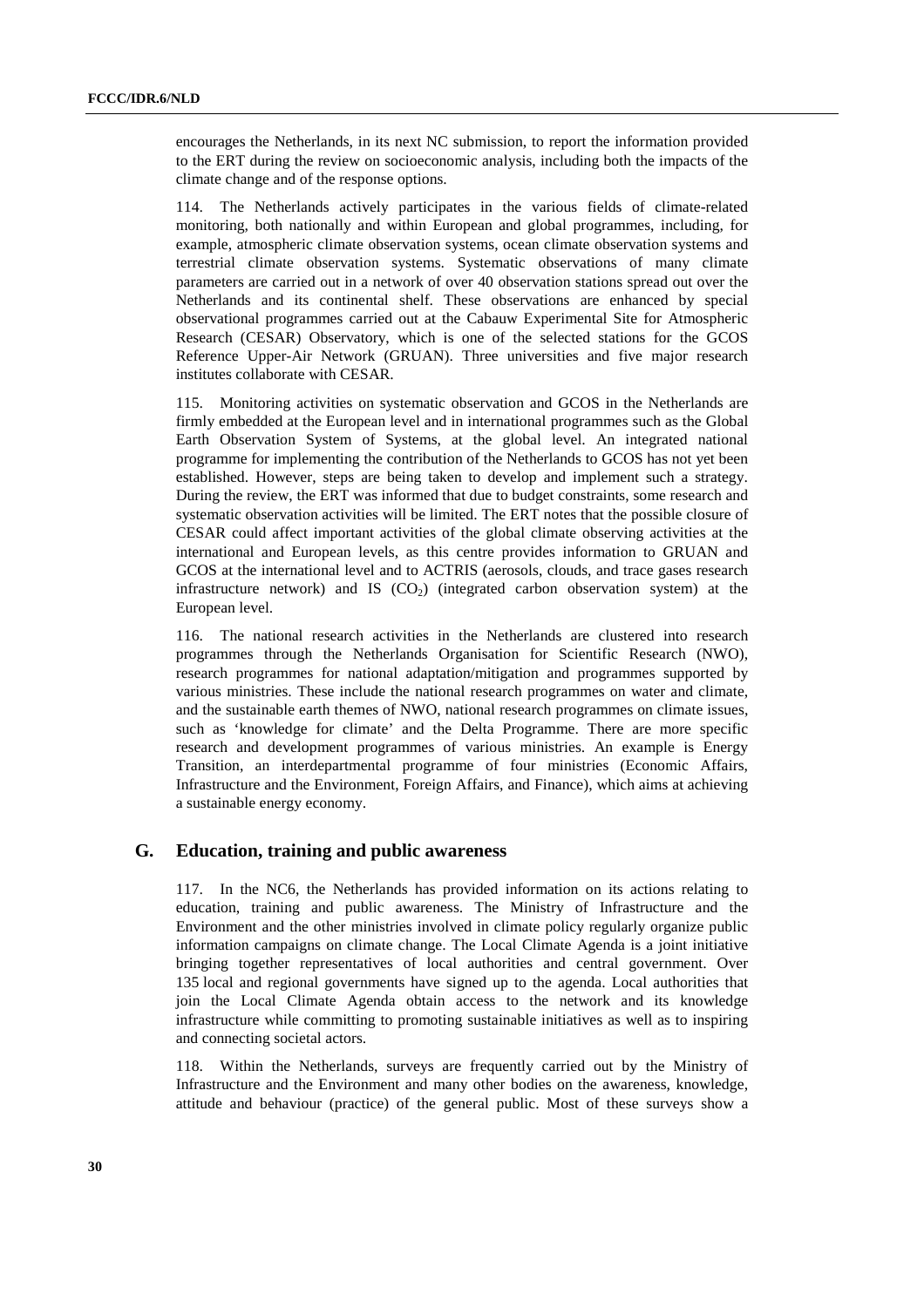encourages the Netherlands, in its next NC submission, to report the information provided to the ERT during the review on socioeconomic analysis, including both the impacts of the climate change and of the response options.

114. The Netherlands actively participates in the various fields of climate-related monitoring, both nationally and within European and global programmes, including, for example, atmospheric climate observation systems, ocean climate observation systems and terrestrial climate observation systems. Systematic observations of many climate parameters are carried out in a network of over 40 observation stations spread out over the Netherlands and its continental shelf. These observations are enhanced by special observational programmes carried out at the Cabauw Experimental Site for Atmospheric Research (CESAR) Observatory, which is one of the selected stations for the GCOS Reference Upper-Air Network (GRUAN). Three universities and five major research institutes collaborate with CESAR.

115. Monitoring activities on systematic observation and GCOS in the Netherlands are firmly embedded at the European level and in international programmes such as the Global Earth Observation System of Systems, at the global level. An integrated national programme for implementing the contribution of the Netherlands to GCOS has not yet been established. However, steps are being taken to develop and implement such a strategy. During the review, the ERT was informed that due to budget constraints, some research and systematic observation activities will be limited. The ERT notes that the possible closure of CESAR could affect important activities of the global climate observing activities at the international and European levels, as this centre provides information to GRUAN and GCOS at the international level and to ACTRIS (aerosols, clouds, and trace gases research infrastructure network) and IS ($CO_2$) (integrated carbon observation system) at the European level.

116. The national research activities in the Netherlands are clustered into research programmes through the Netherlands Organisation for Scientific Research (NWO), research programmes for national adaptation/mitigation and programmes supported by various ministries. These include the national research programmes on water and climate, and the sustainable earth themes of NWO, national research programmes on climate issues, such as 'knowledge for climate' and the Delta Programme. There are more specific research and development programmes of various ministries. An example is Energy Transition, an interdepartmental programme of four ministries (Economic Affairs, Infrastructure and the Environment, Foreign Affairs, and Finance), which aims at achieving a sustainable energy economy.

## G. Education, training and public awareness

117. In the NC6, the Netherlands has provided information on its actions relating to education, training and public awareness. The Ministry of Infrastructure and the Environment and the other ministries involved in climate policy regularly organize public information campaigns on climate change. The Local Climate Agenda is a joint initiative bringing together representatives of local authorities and central government. Over 135 local and regional governments have signed up to the agenda. Local authorities that join the Local Climate Agenda obtain access to the network and its knowledge infrastructure while committing to promoting sustainable initiatives as well as to inspiring and connecting societal actors.

118. Within the Netherlands, surveys are frequently carried out by the Ministry of Infrastructure and the Environment and many other bodies on the awareness, knowledge, attitude and behaviour (practice) of the general public. Most of these surveys show a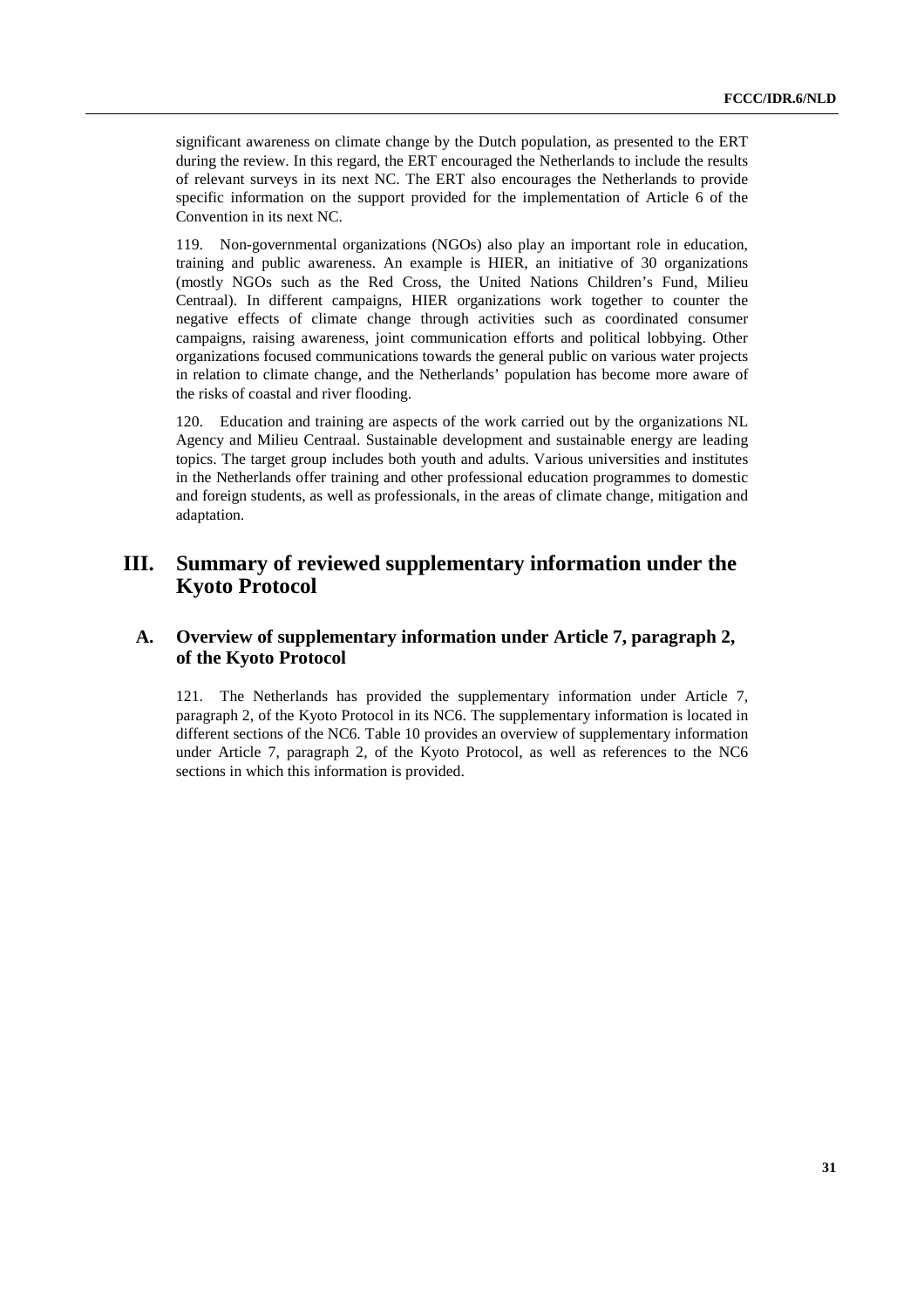significant awareness on climate change by the Dutch population, as presented to the ERT during the review. In this regard, the ERT encouraged the Netherlands to include the results of relevant surveys in its next NC. The ERT also encourages the Netherlands to provide specific information on the support provided for the implementation of Article 6 of the Convention in its next NC.

119. Non-governmental organizations (NGOs) also play an important role in education, training and public awareness. An example is HIER, an initiative of 30 organizations (mostly NGOs such as the Red Cross, the United Nations Children's Fund, Milieu Centraal). In different campaigns, HIER organizations work together to counter the negative effects of climate change through activities such as coordinated consumer campaigns, raising awareness, joint communication efforts and political lobbying. Other organizations focused communications towards the general public on various water projects in relation to climate change, and the Netherlands' population has become more aware of the risks of coastal and river flooding.

120. Education and training are aspects of the work carried out by the organizations NL Agency and Milieu Centraal. Sustainable development and sustainable energy are leading topics. The target group includes both youth and adults. Various universities and institutes in the Netherlands offer training and other professional education programmes to domestic and foreign students, as well as professionals, in the areas of climate change, mitigation and adaptation.

# III. Summary of reviewed supplementary information under the Kyoto Protocol

## A. Overview of supplementary information under Article 7, paragraph 2, of the Kyoto Protocol

121. The Netherlands has provided the supplementary information under Article 7, paragraph 2, of the Kyoto Protocol in its NC6. The supplementary information is located in different sections of the NC6. Table 10 provides an overview of supplementary information under Article 7, paragraph 2, of the Kyoto Protocol, as well as references to the NC6 sections in which this information is provided.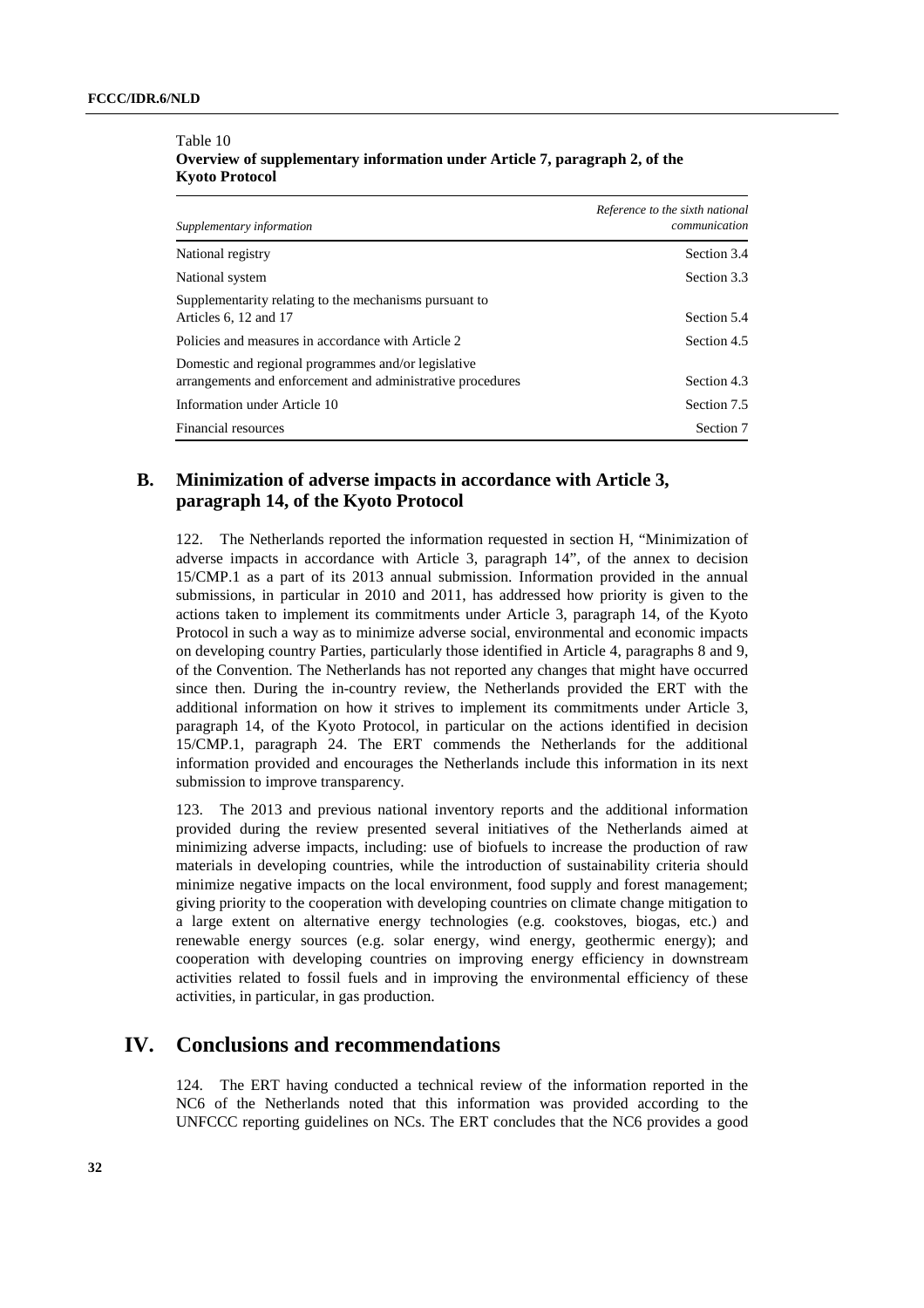Table 10
**Overview of supplementary information under Article 7, paragraph 2, of the Kyoto Protocol**

| *Supplementary information* | *Reference to the sixth national communication* |
|---|---|
| National registry | Section 3.4 |
| National system | Section 3.3 |
| Supplementarity relating to the mechanisms pursuant to Articles 6, 12 and 17 | Section 5.4 |
| Policies and measures in accordance with Article 2 | Section 4.5 |
| Domestic and regional programmes and/or legislative arrangements and enforcement and administrative procedures | Section 4.3 |
| Information under Article 10 | Section 7.5 |
| Financial resources | Section 7 |

## B. Minimization of adverse impacts in accordance with Article 3, paragraph 14, of the Kyoto Protocol

122. The Netherlands reported the information requested in section H, "Minimization of adverse impacts in accordance with Article 3, paragraph 14", of the annex to decision 15/CMP.1 as a part of its 2013 annual submission. Information provided in the annual submissions, in particular in 2010 and 2011, has addressed how priority is given to the actions taken to implement its commitments under Article 3, paragraph 14, of the Kyoto Protocol in such a way as to minimize adverse social, environmental and economic impacts on developing country Parties, particularly those identified in Article 4, paragraphs 8 and 9, of the Convention. The Netherlands has not reported any changes that might have occurred since then. During the in-country review, the Netherlands provided the ERT with the additional information on how it strives to implement its commitments under Article 3, paragraph 14, of the Kyoto Protocol, in particular on the actions identified in decision 15/CMP.1, paragraph 24. The ERT commends the Netherlands for the additional information provided and encourages the Netherlands include this information in its next submission to improve transparency.

123. The 2013 and previous national inventory reports and the additional information provided during the review presented several initiatives of the Netherlands aimed at minimizing adverse impacts, including: use of biofuels to increase the production of raw materials in developing countries, while the introduction of sustainability criteria should minimize negative impacts on the local environment, food supply and forest management; giving priority to the cooperation with developing countries on climate change mitigation to a large extent on alternative energy technologies (e.g. cookstoves, biogas, etc.) and renewable energy sources (e.g. solar energy, wind energy, geothermic energy); and cooperation with developing countries on improving energy efficiency in downstream activities related to fossil fuels and in improving the environmental efficiency of these activities, in particular, in gas production.

# IV. Conclusions and recommendations

124. The ERT having conducted a technical review of the information reported in the NC6 of the Netherlands noted that this information was provided according to the UNFCCC reporting guidelines on NCs. The ERT concludes that the NC6 provides a good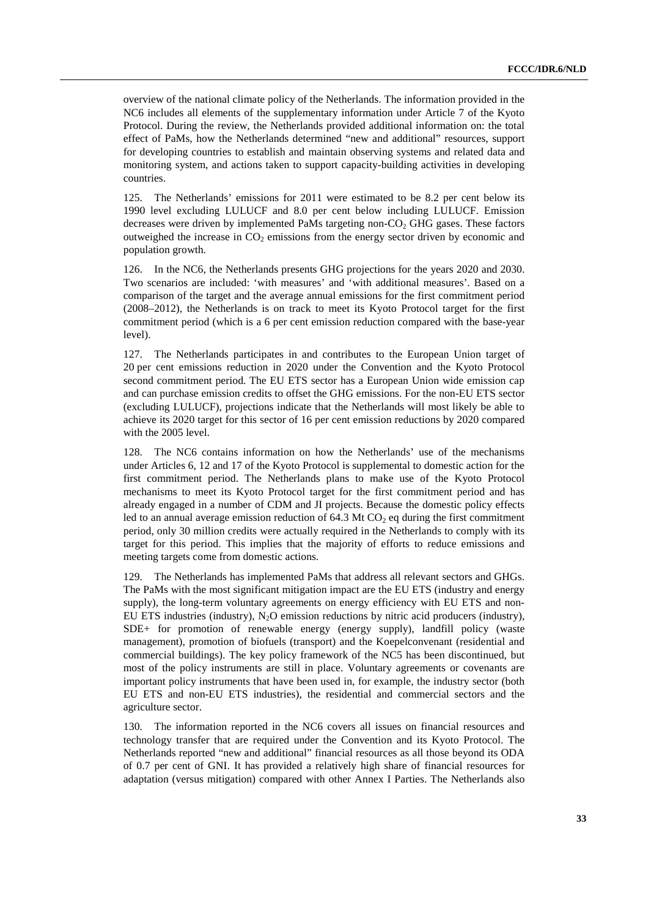overview of the national climate policy of the Netherlands. The information provided in the NC6 includes all elements of the supplementary information under Article 7 of the Kyoto Protocol. During the review, the Netherlands provided additional information on: the total effect of PaMs, how the Netherlands determined "new and additional" resources, support for developing countries to establish and maintain observing systems and related data and monitoring system, and actions taken to support capacity-building activities in developing countries.

125. The Netherlands' emissions for 2011 were estimated to be 8.2 per cent below its 1990 level excluding LULUCF and 8.0 per cent below including LULUCF. Emission decreases were driven by implemented PaMs targeting non-$CO_2$ GHG gases. These factors outweighed the increase in $CO_2$ emissions from the energy sector driven by economic and population growth.

126. In the NC6, the Netherlands presents GHG projections for the years 2020 and 2030. Two scenarios are included: 'with measures' and 'with additional measures'. Based on a comparison of the target and the average annual emissions for the first commitment period (2008–2012), the Netherlands is on track to meet its Kyoto Protocol target for the first commitment period (which is a 6 per cent emission reduction compared with the base-year level).

127. The Netherlands participates in and contributes to the European Union target of 20 per cent emissions reduction in 2020 under the Convention and the Kyoto Protocol second commitment period. The EU ETS sector has a European Union wide emission cap and can purchase emission credits to offset the GHG emissions. For the non-EU ETS sector (excluding LULUCF), projections indicate that the Netherlands will most likely be able to achieve its 2020 target for this sector of 16 per cent emission reductions by 2020 compared with the 2005 level.

128. The NC6 contains information on how the Netherlands' use of the mechanisms under Articles 6, 12 and 17 of the Kyoto Protocol is supplemental to domestic action for the first commitment period. The Netherlands plans to make use of the Kyoto Protocol mechanisms to meet its Kyoto Protocol target for the first commitment period and has already engaged in a number of CDM and JI projects. Because the domestic policy effects led to an annual average emission reduction of 64.3 Mt $CO_2$ eq during the first commitment period, only 30 million credits were actually required in the Netherlands to comply with its target for this period. This implies that the majority of efforts to reduce emissions and meeting targets come from domestic actions.

129. The Netherlands has implemented PaMs that address all relevant sectors and GHGs. The PaMs with the most significant mitigation impact are the EU ETS (industry and energy supply), the long-term voluntary agreements on energy efficiency with EU ETS and non-EU ETS industries (industry), $N_2O$ emission reductions by nitric acid producers (industry), SDE+ for promotion of renewable energy (energy supply), landfill policy (waste management), promotion of biofuels (transport) and the Koepelconvenant (residential and commercial buildings). The key policy framework of the NC5 has been discontinued, but most of the policy instruments are still in place. Voluntary agreements or covenants are important policy instruments that have been used in, for example, the industry sector (both EU ETS and non-EU ETS industries), the residential and commercial sectors and the agriculture sector.

130. The information reported in the NC6 covers all issues on financial resources and technology transfer that are required under the Convention and its Kyoto Protocol. The Netherlands reported "new and additional" financial resources as all those beyond its ODA of 0.7 per cent of GNI. It has provided a relatively high share of financial resources for adaptation (versus mitigation) compared with other Annex I Parties. The Netherlands also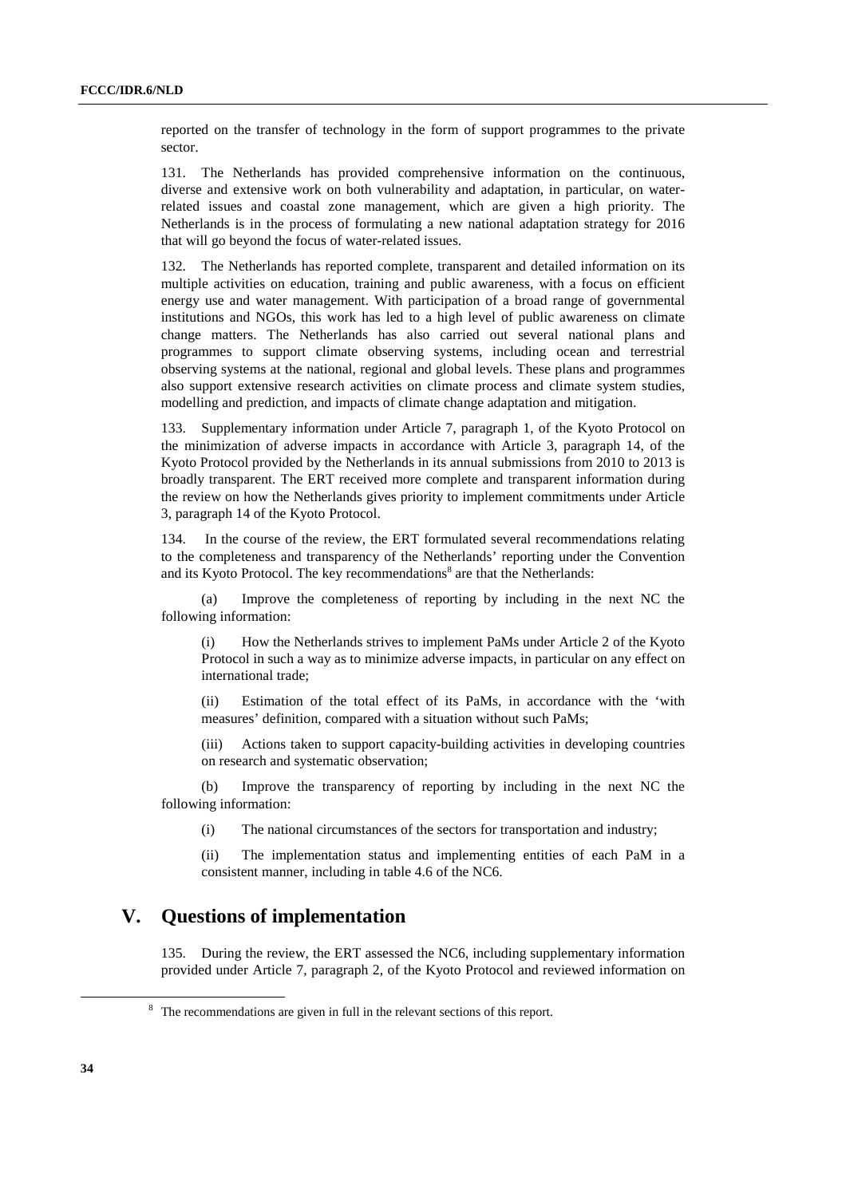reported on the transfer of technology in the form of support programmes to the private sector.

131. The Netherlands has provided comprehensive information on the continuous, diverse and extensive work on both vulnerability and adaptation, in particular, on water-related issues and coastal zone management, which are given a high priority. The Netherlands is in the process of formulating a new national adaptation strategy for 2016 that will go beyond the focus of water-related issues.

132. The Netherlands has reported complete, transparent and detailed information on its multiple activities on education, training and public awareness, with a focus on efficient energy use and water management. With participation of a broad range of governmental institutions and NGOs, this work has led to a high level of public awareness on climate change matters. The Netherlands has also carried out several national plans and programmes to support climate observing systems, including ocean and terrestrial observing systems at the national, regional and global levels. These plans and programmes also support extensive research activities on climate process and climate system studies, modelling and prediction, and impacts of climate change adaptation and mitigation.

133. Supplementary information under Article 7, paragraph 1, of the Kyoto Protocol on the minimization of adverse impacts in accordance with Article 3, paragraph 14, of the Kyoto Protocol provided by the Netherlands in its annual submissions from 2010 to 2013 is broadly transparent. The ERT received more complete and transparent information during the review on how the Netherlands gives priority to implement commitments under Article 3, paragraph 14 of the Kyoto Protocol.

134. In the course of the review, the ERT formulated several recommendations relating to the completeness and transparency of the Netherlands' reporting under the Convention and its Kyoto Protocol. The key recommendations[8] are that the Netherlands:

(a) Improve the completeness of reporting by including in the next NC the following information:

(i) How the Netherlands strives to implement PaMs under Article 2 of the Kyoto Protocol in such a way as to minimize adverse impacts, in particular on any effect on international trade;

(ii) Estimation of the total effect of its PaMs, in accordance with the 'with measures' definition, compared with a situation without such PaMs;

(iii) Actions taken to support capacity-building activities in developing countries on research and systematic observation;

(b) Improve the transparency of reporting by including in the next NC the following information:

(i) The national circumstances of the sectors for transportation and industry;

(ii) The implementation status and implementing entities of each PaM in a consistent manner, including in table 4.6 of the NC6.

# V. Questions of implementation

135. During the review, the ERT assessed the NC6, including supplementary information provided under Article 7, paragraph 2, of the Kyoto Protocol and reviewed information on

[8] The recommendations are given in full in the relevant sections of this report.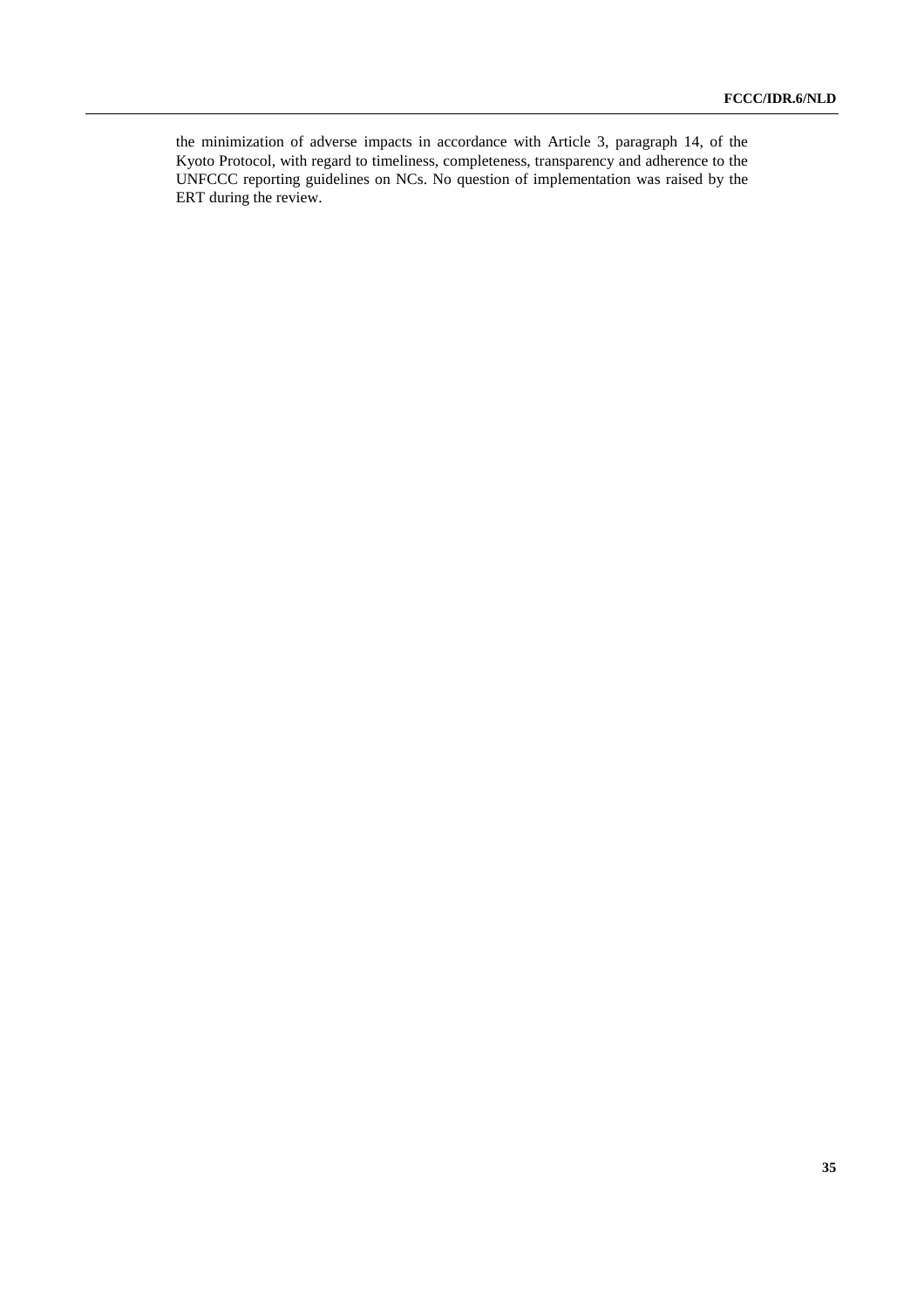the minimization of adverse impacts in accordance with Article 3, paragraph 14, of the Kyoto Protocol, with regard to timeliness, completeness, transparency and adherence to the UNFCCC reporting guidelines on NCs. No question of implementation was raised by the ERT during the review.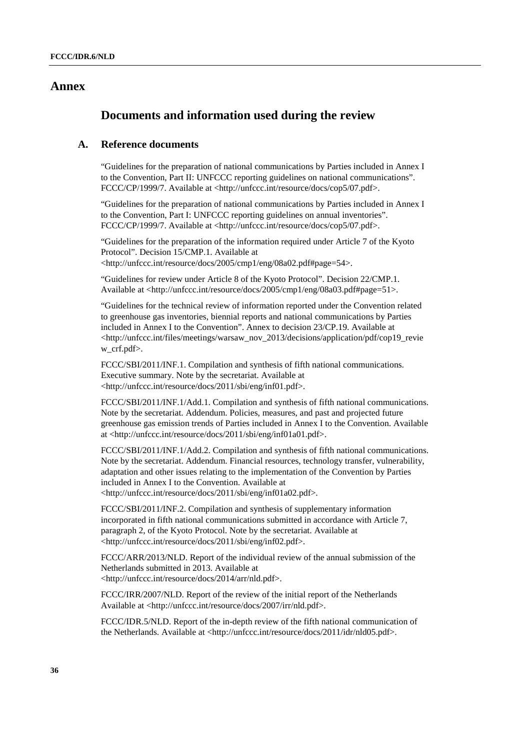# Annex

## Documents and information used during the review

### A. Reference documents

"Guidelines for the preparation of national communications by Parties included in Annex I to the Convention, Part II: UNFCCC reporting guidelines on national communications". FCCC/CP/1999/7. Available at <http://unfccc.int/resource/docs/cop5/07.pdf>.

"Guidelines for the preparation of national communications by Parties included in Annex I to the Convention, Part I: UNFCCC reporting guidelines on annual inventories". FCCC/CP/1999/7. Available at <http://unfccc.int/resource/docs/cop5/07.pdf>.

"Guidelines for the preparation of the information required under Article 7 of the Kyoto Protocol". Decision 15/CMP.1. Available at <http://unfccc.int/resource/docs/2005/cmp1/eng/08a02.pdf#page=54>.

"Guidelines for review under Article 8 of the Kyoto Protocol". Decision 22/CMP.1. Available at <http://unfccc.int/resource/docs/2005/cmp1/eng/08a03.pdf#page=51>.

"Guidelines for the technical review of information reported under the Convention related to greenhouse gas inventories, biennial reports and national communications by Parties included in Annex I to the Convention". Annex to decision 23/CP.19. Available at <http://unfccc.int/files/meetings/warsaw_nov_2013/decisions/application/pdf/cop19_review_crf.pdf>.

FCCC/SBI/2011/INF.1. Compilation and synthesis of fifth national communications. Executive summary. Note by the secretariat. Available at <http://unfccc.int/resource/docs/2011/sbi/eng/inf01.pdf>.

FCCC/SBI/2011/INF.1/Add.1. Compilation and synthesis of fifth national communications. Note by the secretariat. Addendum. Policies, measures, and past and projected future greenhouse gas emission trends of Parties included in Annex I to the Convention. Available at <http://unfccc.int/resource/docs/2011/sbi/eng/inf01a01.pdf>.

FCCC/SBI/2011/INF.1/Add.2. Compilation and synthesis of fifth national communications. Note by the secretariat. Addendum. Financial resources, technology transfer, vulnerability, adaptation and other issues relating to the implementation of the Convention by Parties included in Annex I to the Convention. Available at <http://unfccc.int/resource/docs/2011/sbi/eng/inf01a02.pdf>.

FCCC/SBI/2011/INF.2. Compilation and synthesis of supplementary information incorporated in fifth national communications submitted in accordance with Article 7, paragraph 2, of the Kyoto Protocol. Note by the secretariat. Available at <http://unfccc.int/resource/docs/2011/sbi/eng/inf02.pdf>.

FCCC/ARR/2013/NLD. Report of the individual review of the annual submission of the Netherlands submitted in 2013. Available at <http://unfccc.int/resource/docs/2014/arr/nld.pdf>.

FCCC/IRR/2007/NLD. Report of the review of the initial report of the Netherlands Available at <http://unfccc.int/resource/docs/2007/irr/nld.pdf>.

FCCC/IDR.5/NLD. Report of the in-depth review of the fifth national communication of the Netherlands. Available at <http://unfccc.int/resource/docs/2011/idr/nld05.pdf>.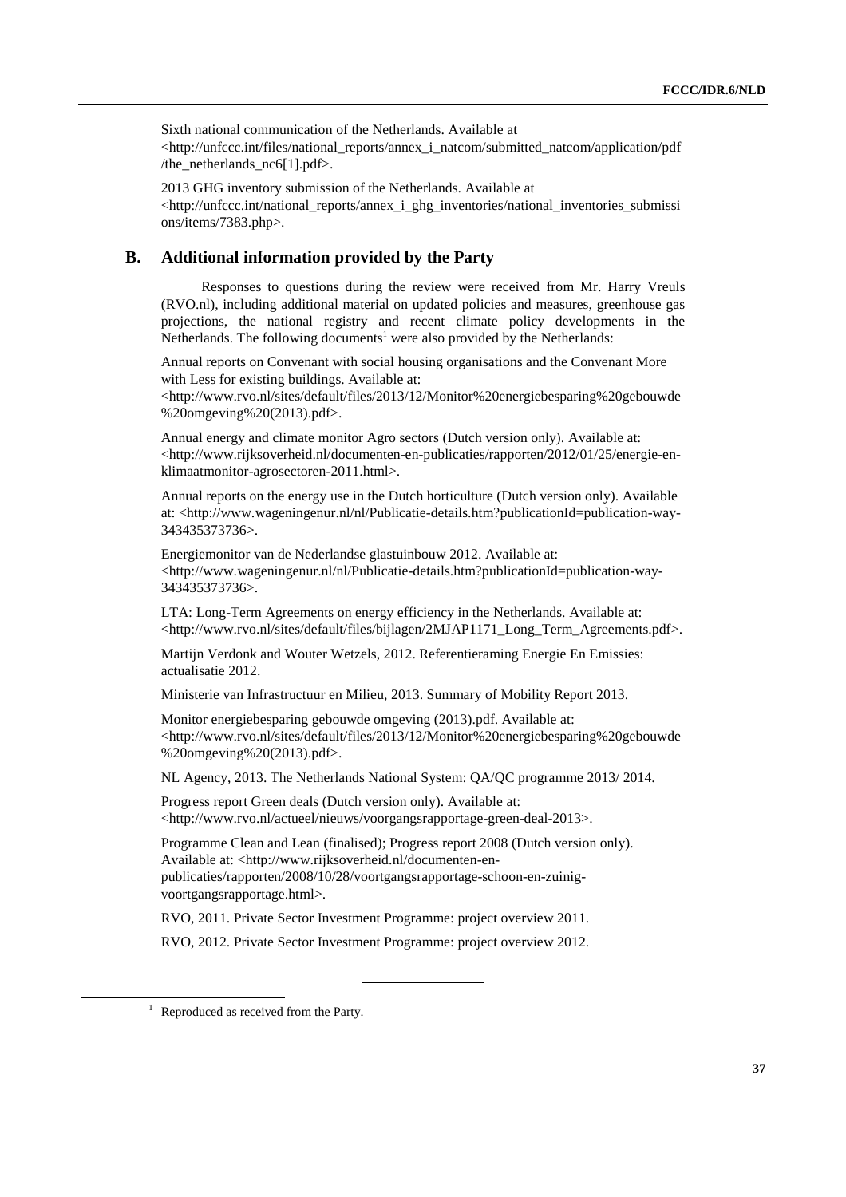Sixth national communication of the Netherlands. Available at <http://unfccc.int/files/national_reports/annex_i_natcom/submitted_natcom/application/pdf/the_netherlands_nc6[1].pdf>.

2013 GHG inventory submission of the Netherlands. Available at <http://unfccc.int/national_reports/annex_i_ghg_inventories/national_inventories_submissions/items/7383.php>.

## B. Additional information provided by the Party

Responses to questions during the review were received from Mr. Harry Vreuls (RVO.nl), including additional material on updated policies and measures, greenhouse gas projections, the national registry and recent climate policy developments in the Netherlands. The following documents[1] were also provided by the Netherlands:

Annual reports on Convenant with social housing organisations and the Convenant More with Less for existing buildings. Available at: <http://www.rvo.nl/sites/default/files/2013/12/Monitor%20energiebesparing%20gebouwde%20omgeving%20(2013).pdf>.

Annual energy and climate monitor Agro sectors (Dutch version only). Available at: <http://www.rijksoverheid.nl/documenten-en-publicaties/rapporten/2012/01/25/energie-en-klimaatmonitor-agrosectoren-2011.html>.

Annual reports on the energy use in the Dutch horticulture (Dutch version only). Available at: <http://www.wageningenur.nl/nl/Publicatie-details.htm?publicationId=publication-way-343435373736>.

Energiemonitor van de Nederlandse glastuinbouw 2012. Available at: <http://www.wageningenur.nl/nl/Publicatie-details.htm?publicationId=publication-way-343435373736>.

LTA: Long-Term Agreements on energy efficiency in the Netherlands. Available at: <http://www.rvo.nl/sites/default/files/bijlagen/2MJAP1171_Long_Term_Agreements.pdf>.

Martijn Verdonk and Wouter Wetzels, 2012. Referentieraming Energie En Emissies: actualisatie 2012.

Ministerie van Infrastructuur en Milieu, 2013. Summary of Mobility Report 2013.

Monitor energiebesparing gebouwde omgeving (2013).pdf. Available at: <http://www.rvo.nl/sites/default/files/2013/12/Monitor%20energiebesparing%20gebouwde%20omgeving%20(2013).pdf>.

NL Agency, 2013. The Netherlands National System: QA/QC programme 2013/ 2014.

Progress report Green deals (Dutch version only). Available at: <http://www.rvo.nl/actueel/nieuws/voorgangsrapportage-green-deal-2013>.

Programme Clean and Lean (finalised); Progress report 2008 (Dutch version only). Available at: <http://www.rijksoverheid.nl/documenten-en-publicaties/rapporten/2008/10/28/voortgangsrapportage-schoon-en-zuinig-voortgangsrapportage.html>.

RVO, 2011. Private Sector Investment Programme: project overview 2011.

RVO, 2012. Private Sector Investment Programme: project overview 2012.

---

[1] Reproduced as received from the Party.